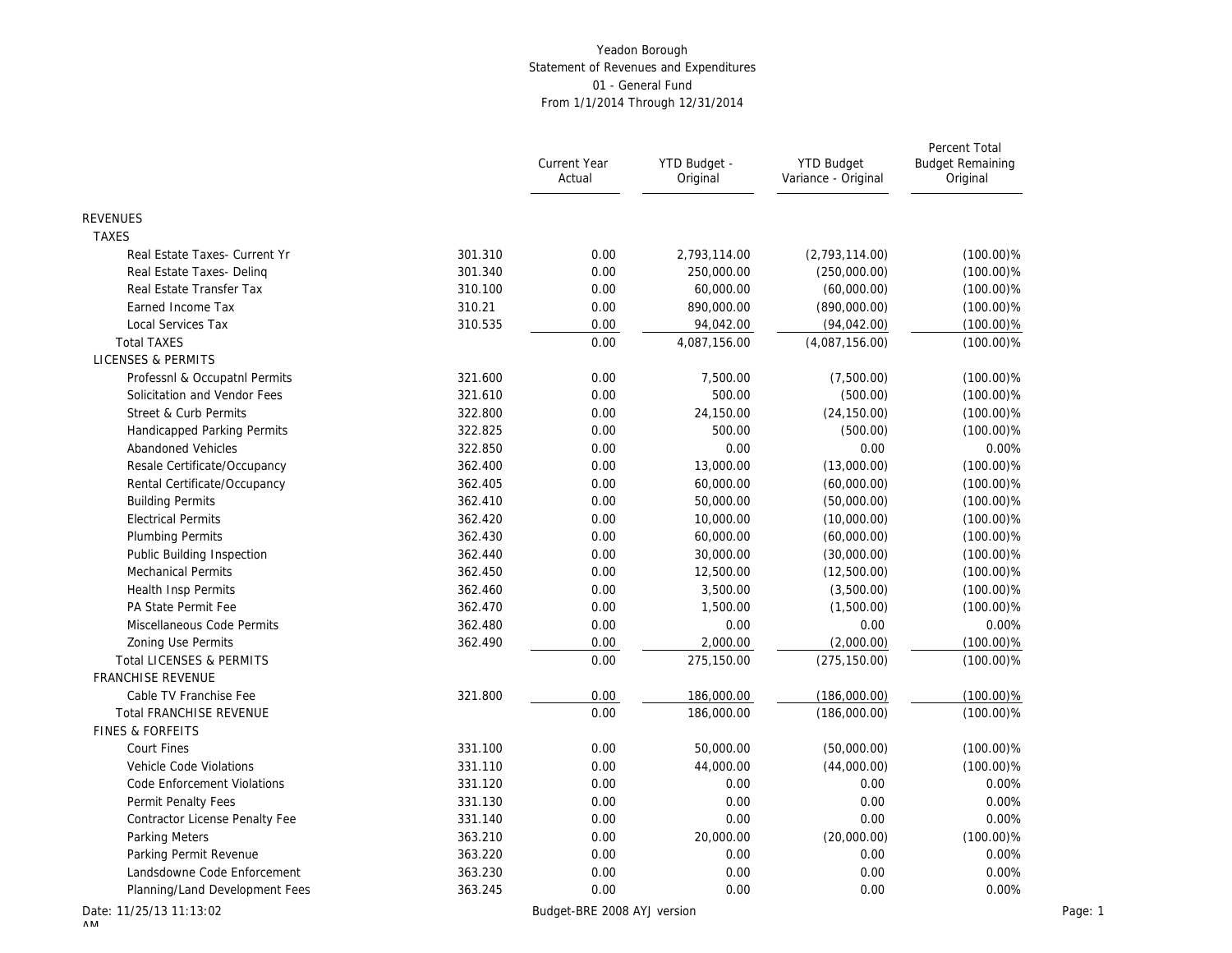Yeadon Borough
Statement of Revenues and Expenditures
01 - General Fund
From 1/1/2014 Through 12/31/2014

| | | Current Year Actual | YTD Budget - Original | YTD Budget Variance - Original | Percent Total Budget Remaining Original |
|---|---|---|---|---|---|
| REVENUES | | | | | |
| TAXES | | | | | |
| Real Estate Taxes- Current Yr | 301.310 | 0.00 | 2,793,114.00 | (2,793,114.00) | (100.00)% |
| Real Estate Taxes- Delinq | 301.340 | 0.00 | 250,000.00 | (250,000.00) | (100.00)% |
| Real Estate Transfer Tax | 310.100 | 0.00 | 60,000.00 | (60,000.00) | (100.00)% |
| Earned Income Tax | 310.21 | 0.00 | 890,000.00 | (890,000.00) | (100.00)% |
| Local Services Tax | 310.535 | 0.00 | 94,042.00 | (94,042.00) | (100.00)% |
| Total TAXES | | 0.00 | 4,087,156.00 | (4,087,156.00) | (100.00)% |
| LICENSES & PERMITS | | | | | |
| Professnl & Occupatnl Permits | 321.600 | 0.00 | 7,500.00 | (7,500.00) | (100.00)% |
| Solicitation and Vendor Fees | 321.610 | 0.00 | 500.00 | (500.00) | (100.00)% |
| Street & Curb Permits | 322.800 | 0.00 | 24,150.00 | (24,150.00) | (100.00)% |
| Handicapped Parking Permits | 322.825 | 0.00 | 500.00 | (500.00) | (100.00)% |
| Abandoned Vehicles | 322.850 | 0.00 | 0.00 | 0.00 | 0.00% |
| Resale Certificate/Occupancy | 362.400 | 0.00 | 13,000.00 | (13,000.00) | (100.00)% |
| Rental Certificate/Occupancy | 362.405 | 0.00 | 60,000.00 | (60,000.00) | (100.00)% |
| Building Permits | 362.410 | 0.00 | 50,000.00 | (50,000.00) | (100.00)% |
| Electrical Permits | 362.420 | 0.00 | 10,000.00 | (10,000.00) | (100.00)% |
| Plumbing Permits | 362.430 | 0.00 | 60,000.00 | (60,000.00) | (100.00)% |
| Public Building Inspection | 362.440 | 0.00 | 30,000.00 | (30,000.00) | (100.00)% |
| Mechanical Permits | 362.450 | 0.00 | 12,500.00 | (12,500.00) | (100.00)% |
| Health Insp Permits | 362.460 | 0.00 | 3,500.00 | (3,500.00) | (100.00)% |
| PA State Permit Fee | 362.470 | 0.00 | 1,500.00 | (1,500.00) | (100.00)% |
| Miscellaneous Code Permits | 362.480 | 0.00 | 0.00 | 0.00 | 0.00% |
| Zoning Use Permits | 362.490 | 0.00 | 2,000.00 | (2,000.00) | (100.00)% |
| Total LICENSES & PERMITS | | 0.00 | 275,150.00 | (275,150.00) | (100.00)% |
| FRANCHISE REVENUE | | | | | |
| Cable TV Franchise Fee | 321.800 | 0.00 | 186,000.00 | (186,000.00) | (100.00)% |
| Total FRANCHISE REVENUE | | 0.00 | 186,000.00 | (186,000.00) | (100.00)% |
| FINES & FORFEITS | | | | | |
| Court Fines | 331.100 | 0.00 | 50,000.00 | (50,000.00) | (100.00)% |
| Vehicle Code Violations | 331.110 | 0.00 | 44,000.00 | (44,000.00) | (100.00)% |
| Code Enforcement Violations | 331.120 | 0.00 | 0.00 | 0.00 | 0.00% |
| Permit Penalty Fees | 331.130 | 0.00 | 0.00 | 0.00 | 0.00% |
| Contractor License Penalty Fee | 331.140 | 0.00 | 0.00 | 0.00 | 0.00% |
| Parking Meters | 363.210 | 0.00 | 20,000.00 | (20,000.00) | (100.00)% |
| Parking Permit Revenue | 363.220 | 0.00 | 0.00 | 0.00 | 0.00% |
| Landsdowne Code Enforcement | 363.230 | 0.00 | 0.00 | 0.00 | 0.00% |
| Planning/Land Development Fees | 363.245 | 0.00 | 0.00 | 0.00 | 0.00% |

Date: 11/25/13 11:13:02 AM

Budget-BRE 2008 AYJ version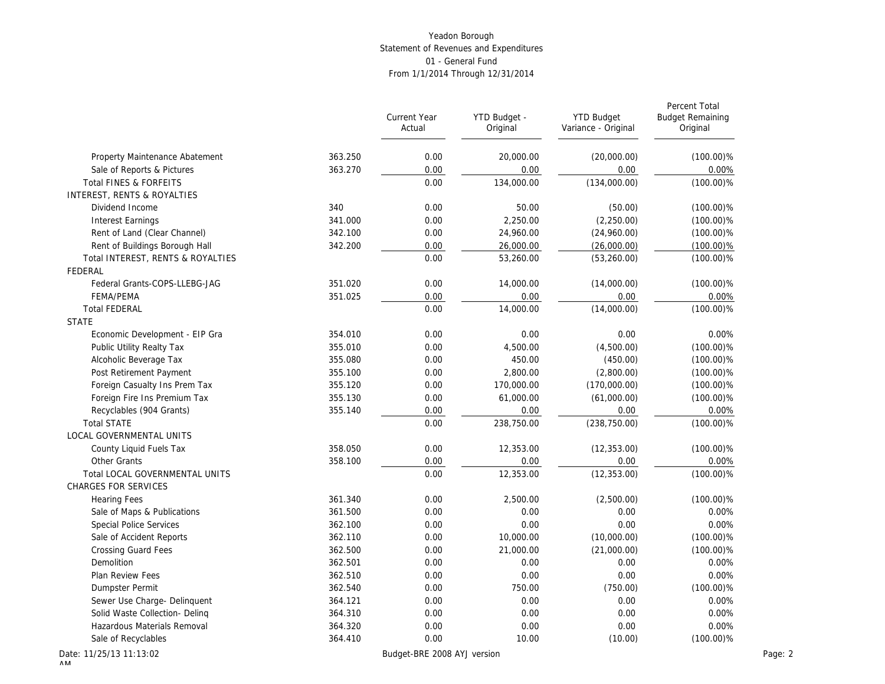Yeadon Borough
Statement of Revenues and Expenditures
01 - General Fund
From 1/1/2014 Through 12/31/2014

| | | Current Year Actual | YTD Budget - Original | YTD Budget Variance - Original | Percent Total Budget Remaining Original |
|---|---|---|---|---|---|
| Property Maintenance Abatement | 363.250 | 0.00 | 20,000.00 | (20,000.00) | (100.00)% |
| Sale of Reports & Pictures | 363.270 | 0.00 | 0.00 | 0.00 | 0.00% |
| Total FINES & FORFEITS | | 0.00 | 134,000.00 | (134,000.00) | (100.00)% |
| INTEREST, RENTS & ROYALTIES | | | | | |
| Dividend Income | 340 | 0.00 | 50.00 | (50.00) | (100.00)% |
| Interest Earnings | 341.000 | 0.00 | 2,250.00 | (2,250.00) | (100.00)% |
| Rent of Land (Clear Channel) | 342.100 | 0.00 | 24,960.00 | (24,960.00) | (100.00)% |
| Rent of Buildings Borough Hall | 342.200 | 0.00 | 26,000.00 | (26,000.00) | (100.00)% |
| Total INTEREST, RENTS & ROYALTIES | | 0.00 | 53,260.00 | (53,260.00) | (100.00)% |
| FEDERAL | | | | | |
| Federal Grants-COPS-LLEBG-JAG | 351.020 | 0.00 | 14,000.00 | (14,000.00) | (100.00)% |
| FEMA/PEMA | 351.025 | 0.00 | 0.00 | 0.00 | 0.00% |
| Total FEDERAL | | 0.00 | 14,000.00 | (14,000.00) | (100.00)% |
| STATE | | | | | |
| Economic Development - EIP Gra | 354.010 | 0.00 | 0.00 | 0.00 | 0.00% |
| Public Utility Realty Tax | 355.010 | 0.00 | 4,500.00 | (4,500.00) | (100.00)% |
| Alcoholic Beverage Tax | 355.080 | 0.00 | 450.00 | (450.00) | (100.00)% |
| Post Retirement Payment | 355.100 | 0.00 | 2,800.00 | (2,800.00) | (100.00)% |
| Foreign Casualty Ins Prem Tax | 355.120 | 0.00 | 170,000.00 | (170,000.00) | (100.00)% |
| Foreign Fire Ins Premium Tax | 355.130 | 0.00 | 61,000.00 | (61,000.00) | (100.00)% |
| Recyclables (904 Grants) | 355.140 | 0.00 | 0.00 | 0.00 | 0.00% |
| Total STATE | | 0.00 | 238,750.00 | (238,750.00) | (100.00)% |
| LOCAL GOVERNMENTAL UNITS | | | | | |
| County Liquid Fuels Tax | 358.050 | 0.00 | 12,353.00 | (12,353.00) | (100.00)% |
| Other Grants | 358.100 | 0.00 | 0.00 | 0.00 | 0.00% |
| Total LOCAL GOVERNMENTAL UNITS | | 0.00 | 12,353.00 | (12,353.00) | (100.00)% |
| CHARGES FOR SERVICES | | | | | |
| Hearing Fees | 361.340 | 0.00 | 2,500.00 | (2,500.00) | (100.00)% |
| Sale of Maps & Publications | 361.500 | 0.00 | 0.00 | 0.00 | 0.00% |
| Special Police Services | 362.100 | 0.00 | 0.00 | 0.00 | 0.00% |
| Sale of Accident Reports | 362.110 | 0.00 | 10,000.00 | (10,000.00) | (100.00)% |
| Crossing Guard Fees | 362.500 | 0.00 | 21,000.00 | (21,000.00) | (100.00)% |
| Demolition | 362.501 | 0.00 | 0.00 | 0.00 | 0.00% |
| Plan Review Fees | 362.510 | 0.00 | 0.00 | 0.00 | 0.00% |
| Dumpster Permit | 362.540 | 0.00 | 750.00 | (750.00) | (100.00)% |
| Sewer Use Charge- Delinquent | 364.121 | 0.00 | 0.00 | 0.00 | 0.00% |
| Solid Waste Collection- Delinq | 364.310 | 0.00 | 0.00 | 0.00 | 0.00% |
| Hazardous Materials Removal | 364.320 | 0.00 | 0.00 | 0.00 | 0.00% |
| Sale of Recyclables | 364.410 | 0.00 | 10.00 | (10.00) | (100.00)% |

Date: 11/25/13 11:13:02 AM — Budget-BRE 2008 AYJ version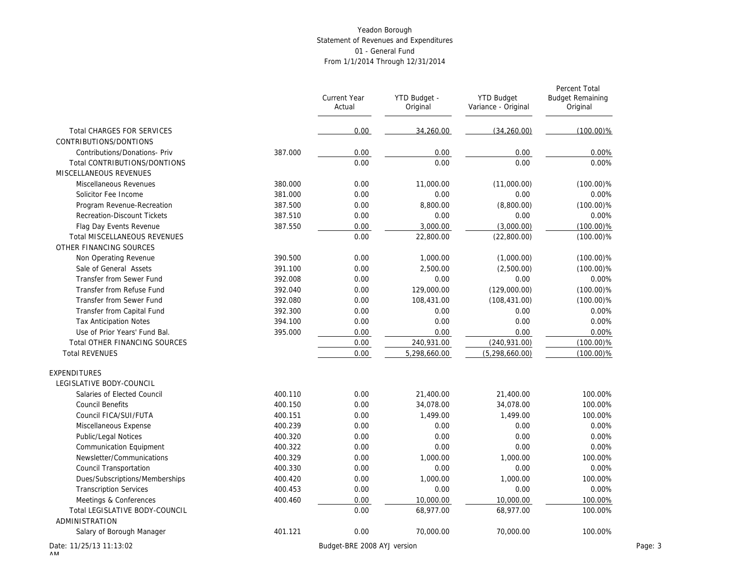Yeadon Borough
Statement of Revenues and Expenditures
01 - General Fund
From 1/1/2014 Through 12/31/2014

| | | Current Year Actual | YTD Budget - Original | YTD Budget Variance - Original | Percent Total Budget Remaining Original |
|---|---|---|---|---|---|
| Total CHARGES FOR SERVICES | | 0.00 | 34,260.00 | (34,260.00) | (100.00)% |
| CONTRIBUTIONS/DONTIONS | | | | | |
| Contributions/Donations- Priv | 387.000 | 0.00 | 0.00 | 0.00 | 0.00% |
| Total CONTRIBUTIONS/DONTIONS | | 0.00 | 0.00 | 0.00 | 0.00% |
| MISCELLANEOUS REVENUES | | | | | |
| Miscellaneous Revenues | 380.000 | 0.00 | 11,000.00 | (11,000.00) | (100.00)% |
| Solicitor Fee Income | 381.000 | 0.00 | 0.00 | 0.00 | 0.00% |
| Program Revenue-Recreation | 387.500 | 0.00 | 8,800.00 | (8,800.00) | (100.00)% |
| Recreation-Discount Tickets | 387.510 | 0.00 | 0.00 | 0.00 | 0.00% |
| Flag Day Events Revenue | 387.550 | 0.00 | 3,000.00 | (3,000.00) | (100.00)% |
| Total MISCELLANEOUS REVENUES | | 0.00 | 22,800.00 | (22,800.00) | (100.00)% |
| OTHER FINANCING SOURCES | | | | | |
| Non Operating Revenue | 390.500 | 0.00 | 1,000.00 | (1,000.00) | (100.00)% |
| Sale of General Assets | 391.100 | 0.00 | 2,500.00 | (2,500.00) | (100.00)% |
| Transfer from Sewer Fund | 392.008 | 0.00 | 0.00 | 0.00 | 0.00% |
| Transfer from Refuse Fund | 392.040 | 0.00 | 129,000.00 | (129,000.00) | (100.00)% |
| Transfer from Sewer Fund | 392.080 | 0.00 | 108,431.00 | (108,431.00) | (100.00)% |
| Transfer from Capital Fund | 392.300 | 0.00 | 0.00 | 0.00 | 0.00% |
| Tax Anticipation Notes | 394.100 | 0.00 | 0.00 | 0.00 | 0.00% |
| Use of Prior Years' Fund Bal. | 395.000 | 0.00 | 0.00 | 0.00 | 0.00% |
| Total OTHER FINANCING SOURCES | | 0.00 | 240,931.00 | (240,931.00) | (100.00)% |
| Total REVENUES | | 0.00 | 5,298,660.00 | (5,298,660.00) | (100.00)% |
| EXPENDITURES | | | | | |
| LEGISLATIVE BODY-COUNCIL | | | | | |
| Salaries of Elected Council | 400.110 | 0.00 | 21,400.00 | 21,400.00 | 100.00% |
| Council Benefits | 400.150 | 0.00 | 34,078.00 | 34,078.00 | 100.00% |
| Council FICA/SUI/FUTA | 400.151 | 0.00 | 1,499.00 | 1,499.00 | 100.00% |
| Miscellaneous Expense | 400.239 | 0.00 | 0.00 | 0.00 | 0.00% |
| Public/Legal Notices | 400.320 | 0.00 | 0.00 | 0.00 | 0.00% |
| Communication Equipment | 400.322 | 0.00 | 0.00 | 0.00 | 0.00% |
| Newsletter/Communications | 400.329 | 0.00 | 1,000.00 | 1,000.00 | 100.00% |
| Council Transportation | 400.330 | 0.00 | 0.00 | 0.00 | 0.00% |
| Dues/Subscriptions/Memberships | 400.420 | 0.00 | 1,000.00 | 1,000.00 | 100.00% |
| Transcription Services | 400.453 | 0.00 | 0.00 | 0.00 | 0.00% |
| Meetings & Conferences | 400.460 | 0.00 | 10,000.00 | 10,000.00 | 100.00% |
| Total LEGISLATIVE BODY-COUNCIL | | 0.00 | 68,977.00 | 68,977.00 | 100.00% |
| ADMINISTRATION | | | | | |
| Salary of Borough Manager | 401.121 | 0.00 | 70,000.00 | 70,000.00 | 100.00% |

Date: 11/25/13 11:13:02 AM Budget-BRE 2008 AYJ version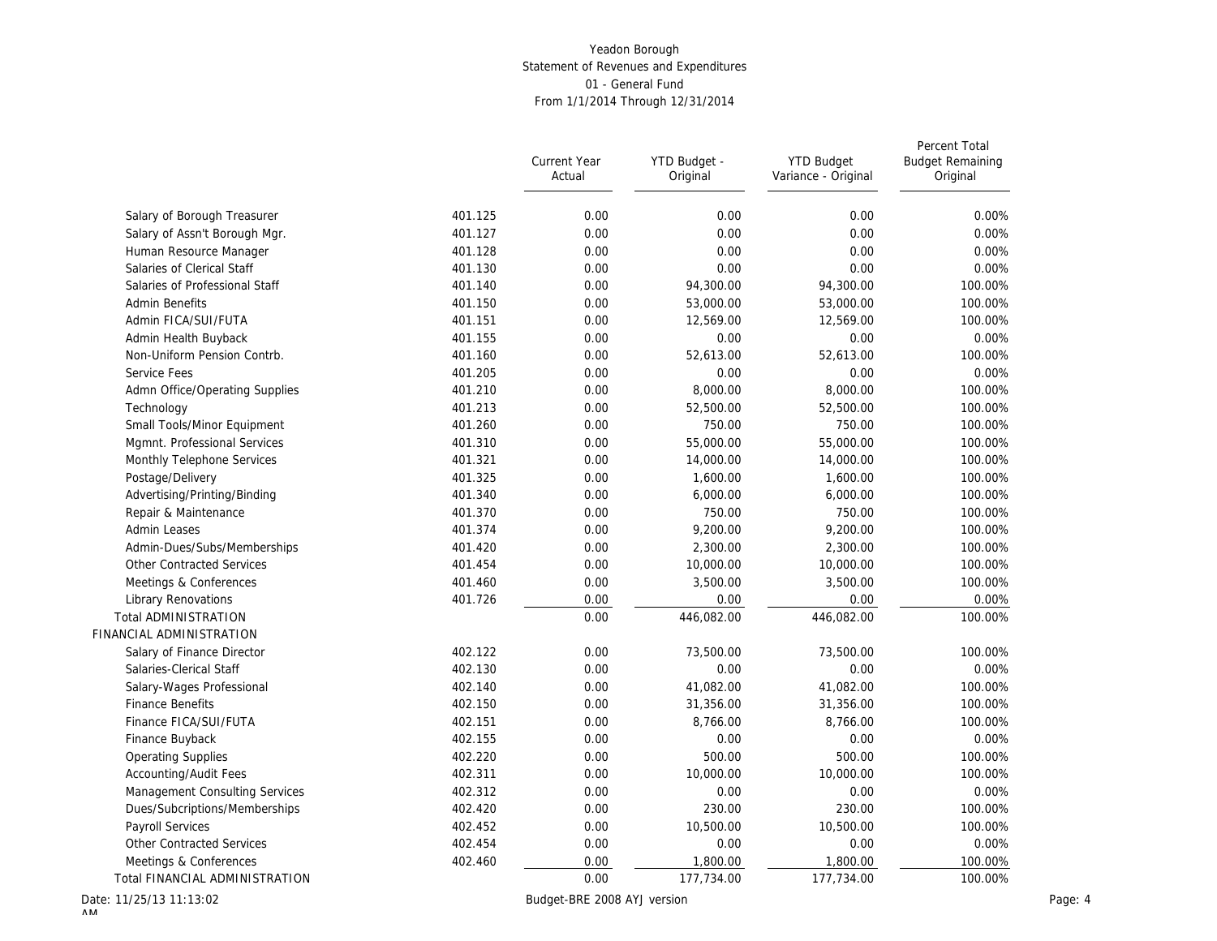Yeadon Borough
Statement of Revenues and Expenditures
01 - General Fund
From 1/1/2014 Through 12/31/2014

| | | Current Year Actual | YTD Budget - Original | YTD Budget Variance - Original | Percent Total Budget Remaining Original |
|---|---|---|---|---|---|
| Salary of Borough Treasurer | 401.125 | 0.00 | 0.00 | 0.00 | 0.00% |
| Salary of Assn't Borough Mgr. | 401.127 | 0.00 | 0.00 | 0.00 | 0.00% |
| Human Resource Manager | 401.128 | 0.00 | 0.00 | 0.00 | 0.00% |
| Salaries of Clerical Staff | 401.130 | 0.00 | 0.00 | 0.00 | 0.00% |
| Salaries of Professional Staff | 401.140 | 0.00 | 94,300.00 | 94,300.00 | 100.00% |
| Admin Benefits | 401.150 | 0.00 | 53,000.00 | 53,000.00 | 100.00% |
| Admin FICA/SUI/FUTA | 401.151 | 0.00 | 12,569.00 | 12,569.00 | 100.00% |
| Admin Health Buyback | 401.155 | 0.00 | 0.00 | 0.00 | 0.00% |
| Non-Uniform Pension Contrb. | 401.160 | 0.00 | 52,613.00 | 52,613.00 | 100.00% |
| Service Fees | 401.205 | 0.00 | 0.00 | 0.00 | 0.00% |
| Admn Office/Operating Supplies | 401.210 | 0.00 | 8,000.00 | 8,000.00 | 100.00% |
| Technology | 401.213 | 0.00 | 52,500.00 | 52,500.00 | 100.00% |
| Small Tools/Minor Equipment | 401.260 | 0.00 | 750.00 | 750.00 | 100.00% |
| Mgmnt. Professional Services | 401.310 | 0.00 | 55,000.00 | 55,000.00 | 100.00% |
| Monthly Telephone Services | 401.321 | 0.00 | 14,000.00 | 14,000.00 | 100.00% |
| Postage/Delivery | 401.325 | 0.00 | 1,600.00 | 1,600.00 | 100.00% |
| Advertising/Printing/Binding | 401.340 | 0.00 | 6,000.00 | 6,000.00 | 100.00% |
| Repair & Maintenance | 401.370 | 0.00 | 750.00 | 750.00 | 100.00% |
| Admin Leases | 401.374 | 0.00 | 9,200.00 | 9,200.00 | 100.00% |
| Admin-Dues/Subs/Memberships | 401.420 | 0.00 | 2,300.00 | 2,300.00 | 100.00% |
| Other Contracted Services | 401.454 | 0.00 | 10,000.00 | 10,000.00 | 100.00% |
| Meetings & Conferences | 401.460 | 0.00 | 3,500.00 | 3,500.00 | 100.00% |
| Library Renovations | 401.726 | 0.00 | 0.00 | 0.00 | 0.00% |
| Total ADMINISTRATION | | 0.00 | 446,082.00 | 446,082.00 | 100.00% |
| FINANCIAL ADMINISTRATION | | | | | |
| Salary of Finance Director | 402.122 | 0.00 | 73,500.00 | 73,500.00 | 100.00% |
| Salaries-Clerical Staff | 402.130 | 0.00 | 0.00 | 0.00 | 0.00% |
| Salary-Wages Professional | 402.140 | 0.00 | 41,082.00 | 41,082.00 | 100.00% |
| Finance Benefits | 402.150 | 0.00 | 31,356.00 | 31,356.00 | 100.00% |
| Finance FICA/SUI/FUTA | 402.151 | 0.00 | 8,766.00 | 8,766.00 | 100.00% |
| Finance Buyback | 402.155 | 0.00 | 0.00 | 0.00 | 0.00% |
| Operating Supplies | 402.220 | 0.00 | 500.00 | 500.00 | 100.00% |
| Accounting/Audit Fees | 402.311 | 0.00 | 10,000.00 | 10,000.00 | 100.00% |
| Management Consulting Services | 402.312 | 0.00 | 0.00 | 0.00 | 0.00% |
| Dues/Subcriptions/Memberships | 402.420 | 0.00 | 230.00 | 230.00 | 100.00% |
| Payroll Services | 402.452 | 0.00 | 10,500.00 | 10,500.00 | 100.00% |
| Other Contracted Services | 402.454 | 0.00 | 0.00 | 0.00 | 0.00% |
| Meetings & Conferences | 402.460 | 0.00 | 1,800.00 | 1,800.00 | 100.00% |
| Total FINANCIAL ADMINISTRATION | | 0.00 | 177,734.00 | 177,734.00 | 100.00% |

Date: 11/25/13 11:13:02 AM

Budget-BRE 2008 AYJ version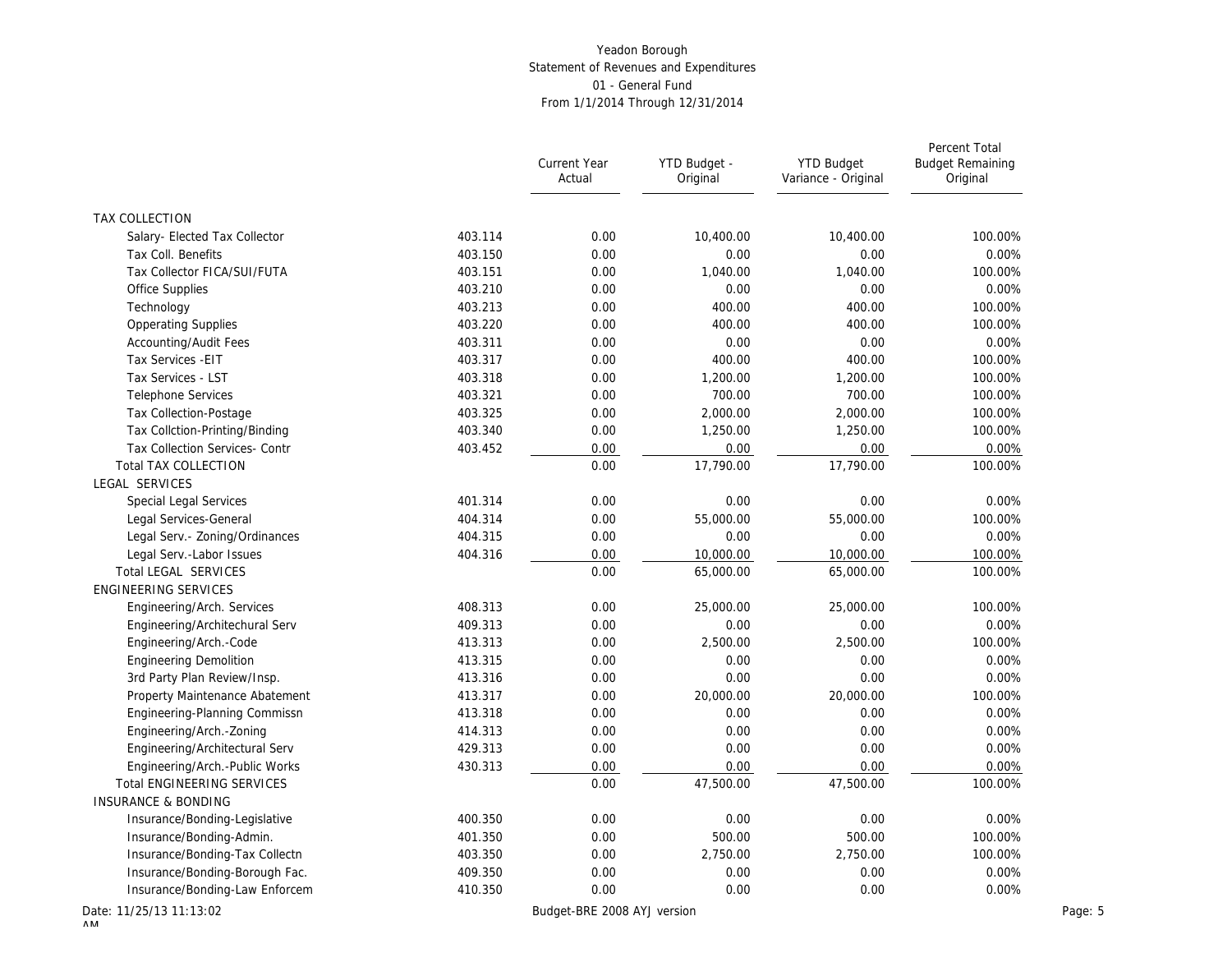Yeadon Borough
Statement of Revenues and Expenditures
01 - General Fund
From 1/1/2014 Through 12/31/2014

| | | Current Year Actual | YTD Budget - Original | YTD Budget Variance - Original | Percent Total Budget Remaining Original |
|---|---|---|---|---|---|
| TAX COLLECTION | | | | | |
| Salary- Elected Tax Collector | 403.114 | 0.00 | 10,400.00 | 10,400.00 | 100.00% |
| Tax Coll. Benefits | 403.150 | 0.00 | 0.00 | 0.00 | 0.00% |
| Tax Collector FICA/SUI/FUTA | 403.151 | 0.00 | 1,040.00 | 1,040.00 | 100.00% |
| Office Supplies | 403.210 | 0.00 | 0.00 | 0.00 | 0.00% |
| Technology | 403.213 | 0.00 | 400.00 | 400.00 | 100.00% |
| Opperating Supplies | 403.220 | 0.00 | 400.00 | 400.00 | 100.00% |
| Accounting/Audit Fees | 403.311 | 0.00 | 0.00 | 0.00 | 0.00% |
| Tax Services -EIT | 403.317 | 0.00 | 400.00 | 400.00 | 100.00% |
| Tax Services - LST | 403.318 | 0.00 | 1,200.00 | 1,200.00 | 100.00% |
| Telephone Services | 403.321 | 0.00 | 700.00 | 700.00 | 100.00% |
| Tax Collection-Postage | 403.325 | 0.00 | 2,000.00 | 2,000.00 | 100.00% |
| Tax Collction-Printing/Binding | 403.340 | 0.00 | 1,250.00 | 1,250.00 | 100.00% |
| Tax Collection Services- Contr | 403.452 | 0.00 | 0.00 | 0.00 | 0.00% |
| Total TAX COLLECTION | | 0.00 | 17,790.00 | 17,790.00 | 100.00% |
| LEGAL SERVICES | | | | | |
| Special Legal Services | 401.314 | 0.00 | 0.00 | 0.00 | 0.00% |
| Legal Services-General | 404.314 | 0.00 | 55,000.00 | 55,000.00 | 100.00% |
| Legal Serv.- Zoning/Ordinances | 404.315 | 0.00 | 0.00 | 0.00 | 0.00% |
| Legal Serv.-Labor Issues | 404.316 | 0.00 | 10,000.00 | 10,000.00 | 100.00% |
| Total LEGAL SERVICES | | 0.00 | 65,000.00 | 65,000.00 | 100.00% |
| ENGINEERING SERVICES | | | | | |
| Engineering/Arch. Services | 408.313 | 0.00 | 25,000.00 | 25,000.00 | 100.00% |
| Engineering/Architechural Serv | 409.313 | 0.00 | 0.00 | 0.00 | 0.00% |
| Engineering/Arch.-Code | 413.313 | 0.00 | 2,500.00 | 2,500.00 | 100.00% |
| Engineering Demolition | 413.315 | 0.00 | 0.00 | 0.00 | 0.00% |
| 3rd Party Plan Review/Insp. | 413.316 | 0.00 | 0.00 | 0.00 | 0.00% |
| Property Maintenance Abatement | 413.317 | 0.00 | 20,000.00 | 20,000.00 | 100.00% |
| Engineering-Planning Commissn | 413.318 | 0.00 | 0.00 | 0.00 | 0.00% |
| Engineering/Arch.-Zoning | 414.313 | 0.00 | 0.00 | 0.00 | 0.00% |
| Engineering/Architectural Serv | 429.313 | 0.00 | 0.00 | 0.00 | 0.00% |
| Engineering/Arch.-Public Works | 430.313 | 0.00 | 0.00 | 0.00 | 0.00% |
| Total ENGINEERING SERVICES | | 0.00 | 47,500.00 | 47,500.00 | 100.00% |
| INSURANCE & BONDING | | | | | |
| Insurance/Bonding-Legislative | 400.350 | 0.00 | 0.00 | 0.00 | 0.00% |
| Insurance/Bonding-Admin. | 401.350 | 0.00 | 500.00 | 500.00 | 100.00% |
| Insurance/Bonding-Tax Collectn | 403.350 | 0.00 | 2,750.00 | 2,750.00 | 100.00% |
| Insurance/Bonding-Borough Fac. | 409.350 | 0.00 | 0.00 | 0.00 | 0.00% |
| Insurance/Bonding-Law Enforcem | 410.350 | 0.00 | 0.00 | 0.00 | 0.00% |

Date: 11/25/13 11:13:02 AM

Budget-BRE 2008 AYJ version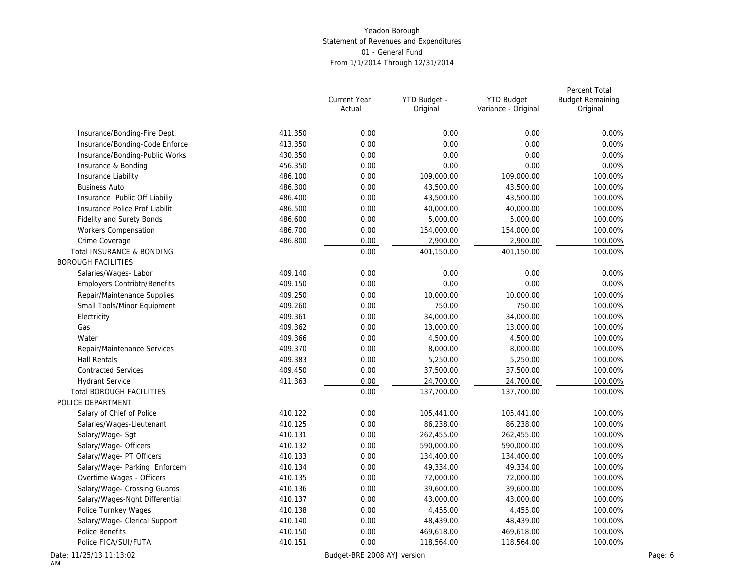Yeadon Borough
Statement of Revenues and Expenditures
01 - General Fund
From 1/1/2014 Through 12/31/2014

| | | Current Year Actual | YTD Budget - Original | YTD Budget Variance - Original | Percent Total Budget Remaining Original |
|---|---|---|---|---|---|
| Insurance/Bonding-Fire Dept. | 411.350 | 0.00 | 0.00 | 0.00 | 0.00% |
| Insurance/Bonding-Code Enforce | 413.350 | 0.00 | 0.00 | 0.00 | 0.00% |
| Insurance/Bonding-Public Works | 430.350 | 0.00 | 0.00 | 0.00 | 0.00% |
| Insurance & Bonding | 456.350 | 0.00 | 0.00 | 0.00 | 0.00% |
| Insurance Liability | 486.100 | 0.00 | 109,000.00 | 109,000.00 | 100.00% |
| Business Auto | 486.300 | 0.00 | 43,500.00 | 43,500.00 | 100.00% |
| Insurance Public Off Liabiliy | 486.400 | 0.00 | 43,500.00 | 43,500.00 | 100.00% |
| Insurance Police Prof Liabilit | 486.500 | 0.00 | 40,000.00 | 40,000.00 | 100.00% |
| Fidelity and Surety Bonds | 486.600 | 0.00 | 5,000.00 | 5,000.00 | 100.00% |
| Workers Compensation | 486.700 | 0.00 | 154,000.00 | 154,000.00 | 100.00% |
| Crime Coverage | 486.800 | 0.00 | 2,900.00 | 2,900.00 | 100.00% |
| Total INSURANCE & BONDING | | 0.00 | 401,150.00 | 401,150.00 | 100.00% |
| BOROUGH FACILITIES | | | | | |
| Salaries/Wages- Labor | 409.140 | 0.00 | 0.00 | 0.00 | 0.00% |
| Employers Contribtn/Benefits | 409.150 | 0.00 | 0.00 | 0.00 | 0.00% |
| Repair/Maintenance Supplies | 409.250 | 0.00 | 10,000.00 | 10,000.00 | 100.00% |
| Small Tools/Minor Equipment | 409.260 | 0.00 | 750.00 | 750.00 | 100.00% |
| Electricity | 409.361 | 0.00 | 34,000.00 | 34,000.00 | 100.00% |
| Gas | 409.362 | 0.00 | 13,000.00 | 13,000.00 | 100.00% |
| Water | 409.366 | 0.00 | 4,500.00 | 4,500.00 | 100.00% |
| Repair/Maintenance Services | 409.370 | 0.00 | 8,000.00 | 8,000.00 | 100.00% |
| Hall Rentals | 409.383 | 0.00 | 5,250.00 | 5,250.00 | 100.00% |
| Contracted Services | 409.450 | 0.00 | 37,500.00 | 37,500.00 | 100.00% |
| Hydrant Service | 411.363 | 0.00 | 24,700.00 | 24,700.00 | 100.00% |
| Total BOROUGH FACILITIES | | 0.00 | 137,700.00 | 137,700.00 | 100.00% |
| POLICE DEPARTMENT | | | | | |
| Salary of Chief of Police | 410.122 | 0.00 | 105,441.00 | 105,441.00 | 100.00% |
| Salaries/Wages-Lieutenant | 410.125 | 0.00 | 86,238.00 | 86,238.00 | 100.00% |
| Salary/Wage- Sgt | 410.131 | 0.00 | 262,455.00 | 262,455.00 | 100.00% |
| Salary/Wage- Officers | 410.132 | 0.00 | 590,000.00 | 590,000.00 | 100.00% |
| Salary/Wage- PT Officers | 410.133 | 0.00 | 134,400.00 | 134,400.00 | 100.00% |
| Salary/Wage- Parking Enforcem | 410.134 | 0.00 | 49,334.00 | 49,334.00 | 100.00% |
| Overtime Wages - Officers | 410.135 | 0.00 | 72,000.00 | 72,000.00 | 100.00% |
| Salary/Wage- Crossing Guards | 410.136 | 0.00 | 39,600.00 | 39,600.00 | 100.00% |
| Salary/Wages-Nght Differential | 410.137 | 0.00 | 43,000.00 | 43,000.00 | 100.00% |
| Police Turnkey Wages | 410.138 | 0.00 | 4,455.00 | 4,455.00 | 100.00% |
| Salary/Wage- Clerical Support | 410.140 | 0.00 | 48,439.00 | 48,439.00 | 100.00% |
| Police Benefits | 410.150 | 0.00 | 469,618.00 | 469,618.00 | 100.00% |
| Police FICA/SUI/FUTA | 410.151 | 0.00 | 118,564.00 | 118,564.00 | 100.00% |

Date: 11/25/13 11:13:02 AM

Budget-BRE 2008 AYJ version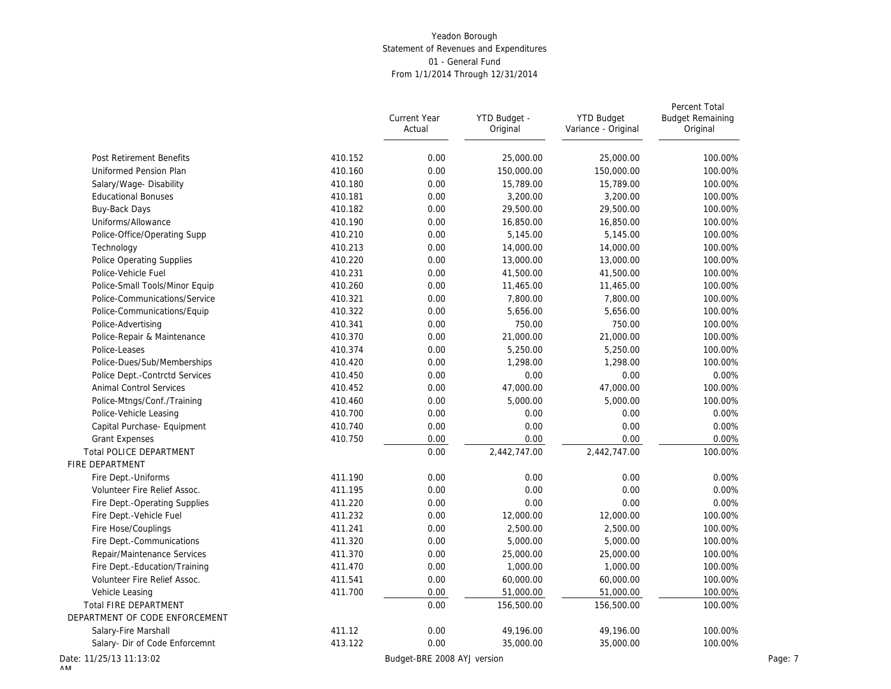Yeadon Borough
Statement of Revenues and Expenditures
01 - General Fund
From 1/1/2014 Through 12/31/2014

| | | Current Year Actual | YTD Budget - Original | YTD Budget Variance - Original | Percent Total Budget Remaining Original |
|---|---|---|---|---|---|
| Post Retirement Benefits | 410.152 | 0.00 | 25,000.00 | 25,000.00 | 100.00% |
| Uniformed Pension Plan | 410.160 | 0.00 | 150,000.00 | 150,000.00 | 100.00% |
| Salary/Wage- Disability | 410.180 | 0.00 | 15,789.00 | 15,789.00 | 100.00% |
| Educational Bonuses | 410.181 | 0.00 | 3,200.00 | 3,200.00 | 100.00% |
| Buy-Back Days | 410.182 | 0.00 | 29,500.00 | 29,500.00 | 100.00% |
| Uniforms/Allowance | 410.190 | 0.00 | 16,850.00 | 16,850.00 | 100.00% |
| Police-Office/Operating Supp | 410.210 | 0.00 | 5,145.00 | 5,145.00 | 100.00% |
| Technology | 410.213 | 0.00 | 14,000.00 | 14,000.00 | 100.00% |
| Police Operating Supplies | 410.220 | 0.00 | 13,000.00 | 13,000.00 | 100.00% |
| Police-Vehicle Fuel | 410.231 | 0.00 | 41,500.00 | 41,500.00 | 100.00% |
| Police-Small Tools/Minor Equip | 410.260 | 0.00 | 11,465.00 | 11,465.00 | 100.00% |
| Police-Communications/Service | 410.321 | 0.00 | 7,800.00 | 7,800.00 | 100.00% |
| Police-Communications/Equip | 410.322 | 0.00 | 5,656.00 | 5,656.00 | 100.00% |
| Police-Advertising | 410.341 | 0.00 | 750.00 | 750.00 | 100.00% |
| Police-Repair & Maintenance | 410.370 | 0.00 | 21,000.00 | 21,000.00 | 100.00% |
| Police-Leases | 410.374 | 0.00 | 5,250.00 | 5,250.00 | 100.00% |
| Police-Dues/Sub/Memberships | 410.420 | 0.00 | 1,298.00 | 1,298.00 | 100.00% |
| Police Dept.-Contrctd Services | 410.450 | 0.00 | 0.00 | 0.00 | 0.00% |
| Animal Control Services | 410.452 | 0.00 | 47,000.00 | 47,000.00 | 100.00% |
| Police-Mtngs/Conf./Training | 410.460 | 0.00 | 5,000.00 | 5,000.00 | 100.00% |
| Police-Vehicle Leasing | 410.700 | 0.00 | 0.00 | 0.00 | 0.00% |
| Capital Purchase- Equipment | 410.740 | 0.00 | 0.00 | 0.00 | 0.00% |
| Grant Expenses | 410.750 | 0.00 | 0.00 | 0.00 | 0.00% |
| Total POLICE DEPARTMENT | | 0.00 | 2,442,747.00 | 2,442,747.00 | 100.00% |
| FIRE DEPARTMENT | | | | | |
| Fire Dept.-Uniforms | 411.190 | 0.00 | 0.00 | 0.00 | 0.00% |
| Volunteer Fire Relief Assoc. | 411.195 | 0.00 | 0.00 | 0.00 | 0.00% |
| Fire Dept.-Operating Supplies | 411.220 | 0.00 | 0.00 | 0.00 | 0.00% |
| Fire Dept.-Vehicle Fuel | 411.232 | 0.00 | 12,000.00 | 12,000.00 | 100.00% |
| Fire Hose/Couplings | 411.241 | 0.00 | 2,500.00 | 2,500.00 | 100.00% |
| Fire Dept.-Communications | 411.320 | 0.00 | 5,000.00 | 5,000.00 | 100.00% |
| Repair/Maintenance Services | 411.370 | 0.00 | 25,000.00 | 25,000.00 | 100.00% |
| Fire Dept.-Education/Training | 411.470 | 0.00 | 1,000.00 | 1,000.00 | 100.00% |
| Volunteer Fire Relief Assoc. | 411.541 | 0.00 | 60,000.00 | 60,000.00 | 100.00% |
| Vehicle Leasing | 411.700 | 0.00 | 51,000.00 | 51,000.00 | 100.00% |
| Total FIRE DEPARTMENT | | 0.00 | 156,500.00 | 156,500.00 | 100.00% |
| DEPARTMENT OF CODE ENFORCEMENT | | | | | |
| Salary-Fire Marshall | 411.12 | 0.00 | 49,196.00 | 49,196.00 | 100.00% |
| Salary- Dir of Code Enforcemnt | 413.122 | 0.00 | 35,000.00 | 35,000.00 | 100.00% |

Date: 11/25/13 11:13:02 AM

Budget-BRE 2008 AYJ version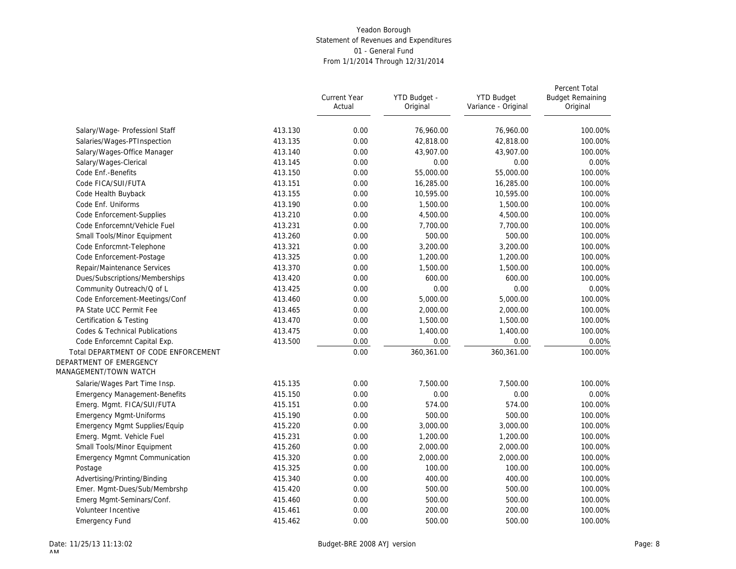# Yeadon Borough
## Statement of Revenues and Expenditures
### 01 - General Fund
### From 1/1/2014 Through 12/31/2014

| | | Current Year Actual | YTD Budget - Original | YTD Budget Variance - Original | Percent Total Budget Remaining Original |
|---|---|---|---|---|---|
| Salary/Wage- Professionl Staff | 413.130 | 0.00 | 76,960.00 | 76,960.00 | 100.00% |
| Salaries/Wages-PTInspection | 413.135 | 0.00 | 42,818.00 | 42,818.00 | 100.00% |
| Salary/Wages-Office Manager | 413.140 | 0.00 | 43,907.00 | 43,907.00 | 100.00% |
| Salary/Wages-Clerical | 413.145 | 0.00 | 0.00 | 0.00 | 0.00% |
| Code Enf.-Benefits | 413.150 | 0.00 | 55,000.00 | 55,000.00 | 100.00% |
| Code FICA/SUI/FUTA | 413.151 | 0.00 | 16,285.00 | 16,285.00 | 100.00% |
| Code Health Buyback | 413.155 | 0.00 | 10,595.00 | 10,595.00 | 100.00% |
| Code Enf. Uniforms | 413.190 | 0.00 | 1,500.00 | 1,500.00 | 100.00% |
| Code Enforcement-Supplies | 413.210 | 0.00 | 4,500.00 | 4,500.00 | 100.00% |
| Code Enforcemnt/Vehicle Fuel | 413.231 | 0.00 | 7,700.00 | 7,700.00 | 100.00% |
| Small Tools/Minor Equipment | 413.260 | 0.00 | 500.00 | 500.00 | 100.00% |
| Code Enforcmnt-Telephone | 413.321 | 0.00 | 3,200.00 | 3,200.00 | 100.00% |
| Code Enforcement-Postage | 413.325 | 0.00 | 1,200.00 | 1,200.00 | 100.00% |
| Repair/Maintenance Services | 413.370 | 0.00 | 1,500.00 | 1,500.00 | 100.00% |
| Dues/Subscriptions/Memberships | 413.420 | 0.00 | 600.00 | 600.00 | 100.00% |
| Community Outreach/Q of L | 413.425 | 0.00 | 0.00 | 0.00 | 0.00% |
| Code Enforcement-Meetings/Conf | 413.460 | 0.00 | 5,000.00 | 5,000.00 | 100.00% |
| PA State UCC Permit Fee | 413.465 | 0.00 | 2,000.00 | 2,000.00 | 100.00% |
| Certification & Testing | 413.470 | 0.00 | 1,500.00 | 1,500.00 | 100.00% |
| Codes & Technical Publications | 413.475 | 0.00 | 1,400.00 | 1,400.00 | 100.00% |
| Code Enforcemnt Capital Exp. | 413.500 | 0.00 | 0.00 | 0.00 | 0.00% |
| Total DEPARTMENT OF CODE ENFORCEMENT | | 0.00 | 360,361.00 | 360,361.00 | 100.00% |
| DEPARTMENT OF EMERGENCY MANAGEMENT/TOWN WATCH | | | | | |
| Salarie/Wages Part Time Insp. | 415.135 | 0.00 | 7,500.00 | 7,500.00 | 100.00% |
| Emergency Management-Benefits | 415.150 | 0.00 | 0.00 | 0.00 | 0.00% |
| Emerg. Mgmt. FICA/SUI/FUTA | 415.151 | 0.00 | 574.00 | 574.00 | 100.00% |
| Emergency Mgmt-Uniforms | 415.190 | 0.00 | 500.00 | 500.00 | 100.00% |
| Emergency Mgmt Supplies/Equip | 415.220 | 0.00 | 3,000.00 | 3,000.00 | 100.00% |
| Emerg. Mgmt. Vehicle Fuel | 415.231 | 0.00 | 1,200.00 | 1,200.00 | 100.00% |
| Small Tools/Minor Equipment | 415.260 | 0.00 | 2,000.00 | 2,000.00 | 100.00% |
| Emergency Mgmnt Communication | 415.320 | 0.00 | 2,000.00 | 2,000.00 | 100.00% |
| Postage | 415.325 | 0.00 | 100.00 | 100.00 | 100.00% |
| Advertising/Printing/Binding | 415.340 | 0.00 | 400.00 | 400.00 | 100.00% |
| Emer. Mgmt-Dues/Sub/Membrshp | 415.420 | 0.00 | 500.00 | 500.00 | 100.00% |
| Emerg Mgmt-Seminars/Conf. | 415.460 | 0.00 | 500.00 | 500.00 | 100.00% |
| Volunteer Incentive | 415.461 | 0.00 | 200.00 | 200.00 | 100.00% |
| Emergency Fund | 415.462 | 0.00 | 500.00 | 500.00 | 100.00% |

Date: 11/25/13 11:13:02 AM

Budget-BRE 2008 AYJ version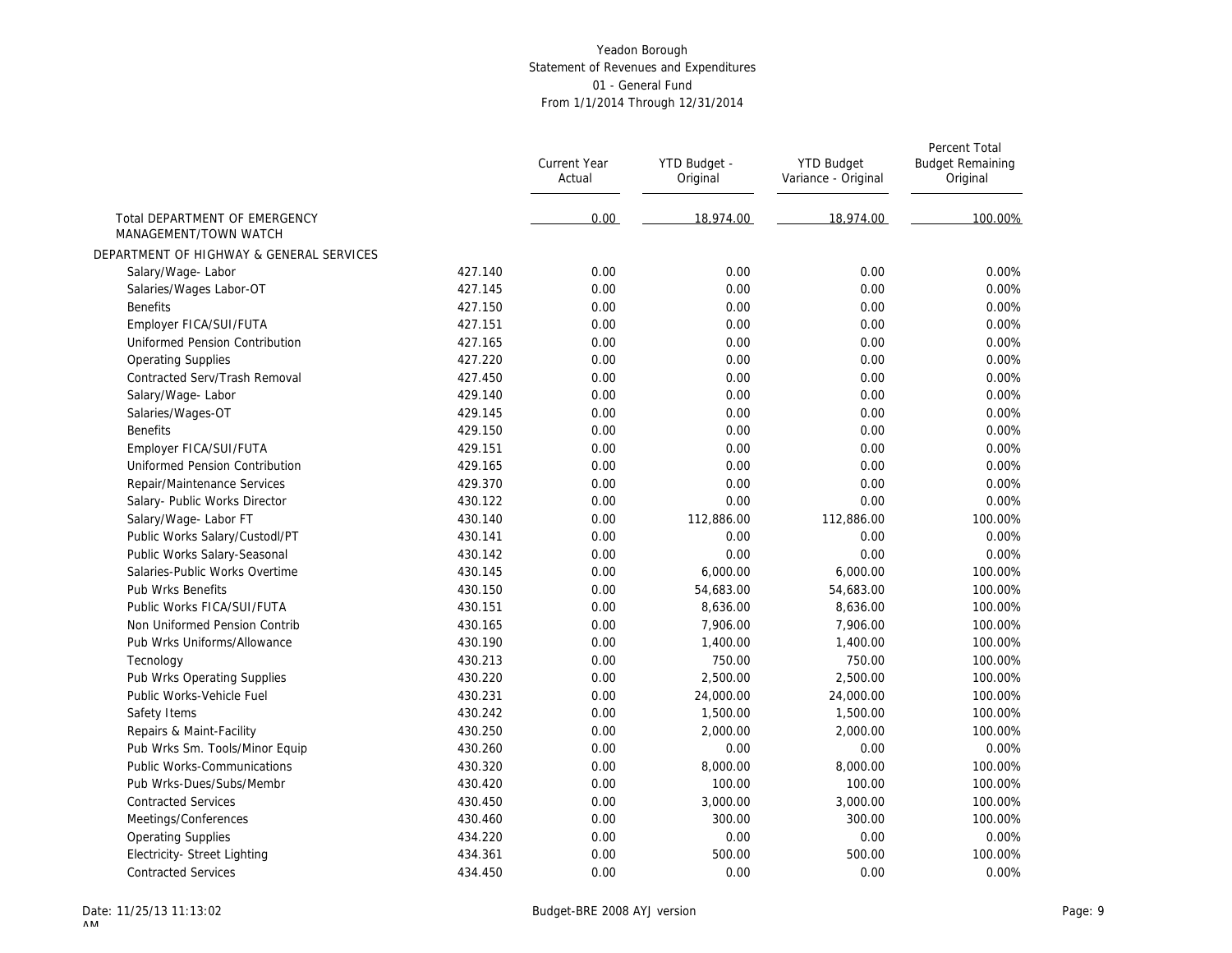Yeadon Borough
Statement of Revenues and Expenditures
01 - General Fund
From 1/1/2014 Through 12/31/2014

| | | Current Year Actual | YTD Budget - Original | YTD Budget Variance - Original | Percent Total Budget Remaining Original |
|---|---|---|---|---|---|
| Total DEPARTMENT OF EMERGENCY MANAGEMENT/TOWN WATCH | | 0.00 | 18,974.00 | 18,974.00 | 100.00% |
| DEPARTMENT OF HIGHWAY & GENERAL SERVICES | | | | | |
| Salary/Wage- Labor | 427.140 | 0.00 | 0.00 | 0.00 | 0.00% |
| Salaries/Wages Labor-OT | 427.145 | 0.00 | 0.00 | 0.00 | 0.00% |
| Benefits | 427.150 | 0.00 | 0.00 | 0.00 | 0.00% |
| Employer FICA/SUI/FUTA | 427.151 | 0.00 | 0.00 | 0.00 | 0.00% |
| Uniformed Pension Contribution | 427.165 | 0.00 | 0.00 | 0.00 | 0.00% |
| Operating Supplies | 427.220 | 0.00 | 0.00 | 0.00 | 0.00% |
| Contracted Serv/Trash Removal | 427.450 | 0.00 | 0.00 | 0.00 | 0.00% |
| Salary/Wage- Labor | 429.140 | 0.00 | 0.00 | 0.00 | 0.00% |
| Salaries/Wages-OT | 429.145 | 0.00 | 0.00 | 0.00 | 0.00% |
| Benefits | 429.150 | 0.00 | 0.00 | 0.00 | 0.00% |
| Employer FICA/SUI/FUTA | 429.151 | 0.00 | 0.00 | 0.00 | 0.00% |
| Uniformed Pension Contribution | 429.165 | 0.00 | 0.00 | 0.00 | 0.00% |
| Repair/Maintenance Services | 429.370 | 0.00 | 0.00 | 0.00 | 0.00% |
| Salary- Public Works Director | 430.122 | 0.00 | 0.00 | 0.00 | 0.00% |
| Salary/Wage- Labor FT | 430.140 | 0.00 | 112,886.00 | 112,886.00 | 100.00% |
| Public Works Salary/Custodl/PT | 430.141 | 0.00 | 0.00 | 0.00 | 0.00% |
| Public Works Salary-Seasonal | 430.142 | 0.00 | 0.00 | 0.00 | 0.00% |
| Salaries-Public Works Overtime | 430.145 | 0.00 | 6,000.00 | 6,000.00 | 100.00% |
| Pub Wrks Benefits | 430.150 | 0.00 | 54,683.00 | 54,683.00 | 100.00% |
| Public Works FICA/SUI/FUTA | 430.151 | 0.00 | 8,636.00 | 8,636.00 | 100.00% |
| Non Uniformed Pension Contrib | 430.165 | 0.00 | 7,906.00 | 7,906.00 | 100.00% |
| Pub Wrks Uniforms/Allowance | 430.190 | 0.00 | 1,400.00 | 1,400.00 | 100.00% |
| Tecnology | 430.213 | 0.00 | 750.00 | 750.00 | 100.00% |
| Pub Wrks Operating Supplies | 430.220 | 0.00 | 2,500.00 | 2,500.00 | 100.00% |
| Public Works-Vehicle Fuel | 430.231 | 0.00 | 24,000.00 | 24,000.00 | 100.00% |
| Safety Items | 430.242 | 0.00 | 1,500.00 | 1,500.00 | 100.00% |
| Repairs & Maint-Facility | 430.250 | 0.00 | 2,000.00 | 2,000.00 | 100.00% |
| Pub Wrks Sm. Tools/Minor Equip | 430.260 | 0.00 | 0.00 | 0.00 | 0.00% |
| Public Works-Communications | 430.320 | 0.00 | 8,000.00 | 8,000.00 | 100.00% |
| Pub Wrks-Dues/Subs/Membr | 430.420 | 0.00 | 100.00 | 100.00 | 100.00% |
| Contracted Services | 430.450 | 0.00 | 3,000.00 | 3,000.00 | 100.00% |
| Meetings/Conferences | 430.460 | 0.00 | 300.00 | 300.00 | 100.00% |
| Operating Supplies | 434.220 | 0.00 | 0.00 | 0.00 | 0.00% |
| Electricity- Street Lighting | 434.361 | 0.00 | 500.00 | 500.00 | 100.00% |
| Contracted Services | 434.450 | 0.00 | 0.00 | 0.00 | 0.00% |

Date: 11/25/13 11:13:02 AM Budget-BRE 2008 AYJ version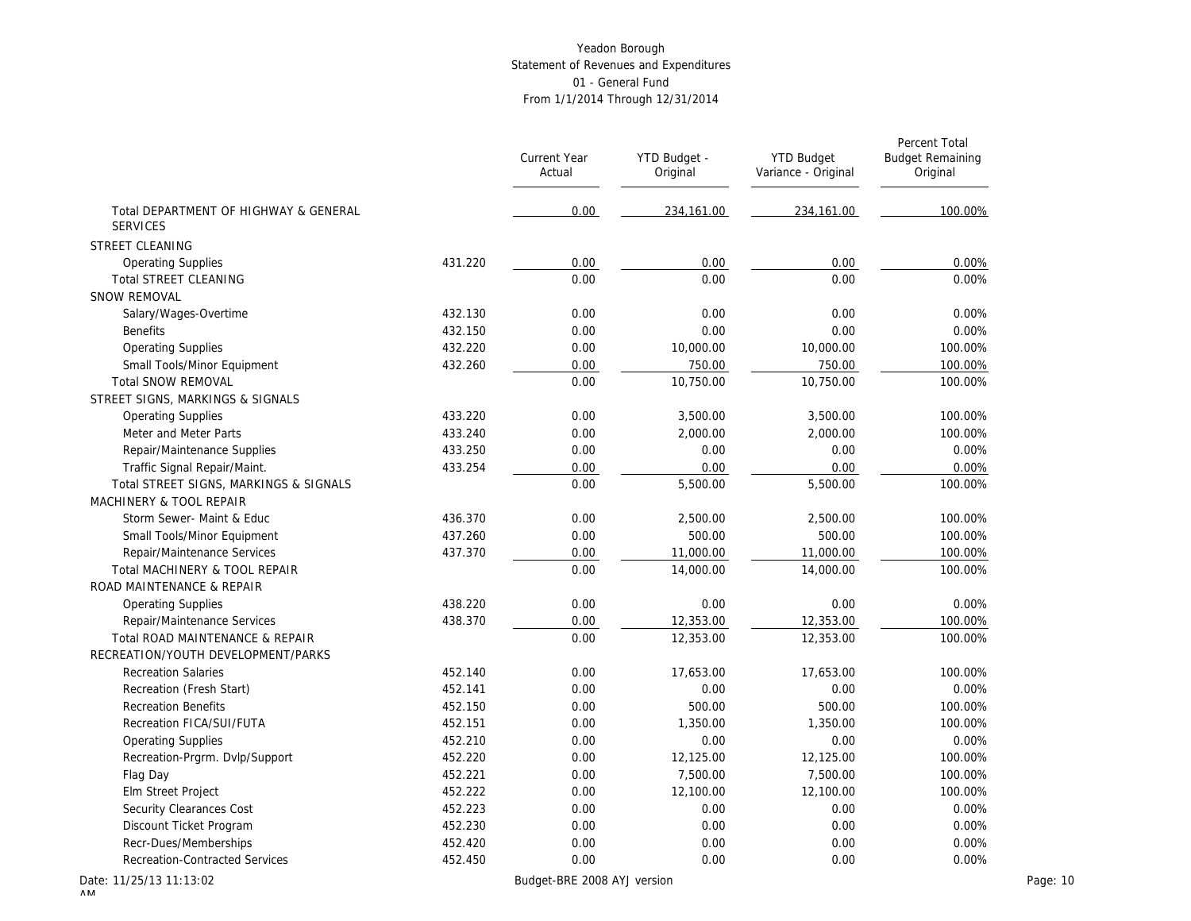Yeadon Borough
Statement of Revenues and Expenditures
01 - General Fund
From 1/1/2014 Through 12/31/2014

| | | Current Year Actual | YTD Budget - Original | YTD Budget Variance - Original | Percent Total Budget Remaining Original |
|---|---|---|---|---|---|
| Total DEPARTMENT OF HIGHWAY & GENERAL SERVICES | | 0.00 | 234,161.00 | 234,161.00 | 100.00% |
| STREET CLEANING | | | | | |
| Operating Supplies | 431.220 | 0.00 | 0.00 | 0.00 | 0.00% |
| Total STREET CLEANING | | 0.00 | 0.00 | 0.00 | 0.00% |
| SNOW REMOVAL | | | | | |
| Salary/Wages-Overtime | 432.130 | 0.00 | 0.00 | 0.00 | 0.00% |
| Benefits | 432.150 | 0.00 | 0.00 | 0.00 | 0.00% |
| Operating Supplies | 432.220 | 0.00 | 10,000.00 | 10,000.00 | 100.00% |
| Small Tools/Minor Equipment | 432.260 | 0.00 | 750.00 | 750.00 | 100.00% |
| Total SNOW REMOVAL | | 0.00 | 10,750.00 | 10,750.00 | 100.00% |
| STREET SIGNS, MARKINGS & SIGNALS | | | | | |
| Operating Supplies | 433.220 | 0.00 | 3,500.00 | 3,500.00 | 100.00% |
| Meter and Meter Parts | 433.240 | 0.00 | 2,000.00 | 2,000.00 | 100.00% |
| Repair/Maintenance Supplies | 433.250 | 0.00 | 0.00 | 0.00 | 0.00% |
| Traffic Signal Repair/Maint. | 433.254 | 0.00 | 0.00 | 0.00 | 0.00% |
| Total STREET SIGNS, MARKINGS & SIGNALS | | 0.00 | 5,500.00 | 5,500.00 | 100.00% |
| MACHINERY & TOOL REPAIR | | | | | |
| Storm Sewer- Maint & Educ | 436.370 | 0.00 | 2,500.00 | 2,500.00 | 100.00% |
| Small Tools/Minor Equipment | 437.260 | 0.00 | 500.00 | 500.00 | 100.00% |
| Repair/Maintenance Services | 437.370 | 0.00 | 11,000.00 | 11,000.00 | 100.00% |
| Total MACHINERY & TOOL REPAIR | | 0.00 | 14,000.00 | 14,000.00 | 100.00% |
| ROAD MAINTENANCE & REPAIR | | | | | |
| Operating Supplies | 438.220 | 0.00 | 0.00 | 0.00 | 0.00% |
| Repair/Maintenance Services | 438.370 | 0.00 | 12,353.00 | 12,353.00 | 100.00% |
| Total ROAD MAINTENANCE & REPAIR | | 0.00 | 12,353.00 | 12,353.00 | 100.00% |
| RECREATION/YOUTH DEVELOPMENT/PARKS | | | | | |
| Recreation Salaries | 452.140 | 0.00 | 17,653.00 | 17,653.00 | 100.00% |
| Recreation (Fresh Start) | 452.141 | 0.00 | 0.00 | 0.00 | 0.00% |
| Recreation Benefits | 452.150 | 0.00 | 500.00 | 500.00 | 100.00% |
| Recreation FICA/SUI/FUTA | 452.151 | 0.00 | 1,350.00 | 1,350.00 | 100.00% |
| Operating Supplies | 452.210 | 0.00 | 0.00 | 0.00 | 0.00% |
| Recreation-Prgrm. Dvlp/Support | 452.220 | 0.00 | 12,125.00 | 12,125.00 | 100.00% |
| Flag Day | 452.221 | 0.00 | 7,500.00 | 7,500.00 | 100.00% |
| Elm Street Project | 452.222 | 0.00 | 12,100.00 | 12,100.00 | 100.00% |
| Security Clearances Cost | 452.223 | 0.00 | 0.00 | 0.00 | 0.00% |
| Discount Ticket Program | 452.230 | 0.00 | 0.00 | 0.00 | 0.00% |
| Recr-Dues/Memberships | 452.420 | 0.00 | 0.00 | 0.00 | 0.00% |
| Recreation-Contracted Services | 452.450 | 0.00 | 0.00 | 0.00 | 0.00% |

Date: 11/25/13 11:13:02 AM

Budget-BRE 2008 AYJ version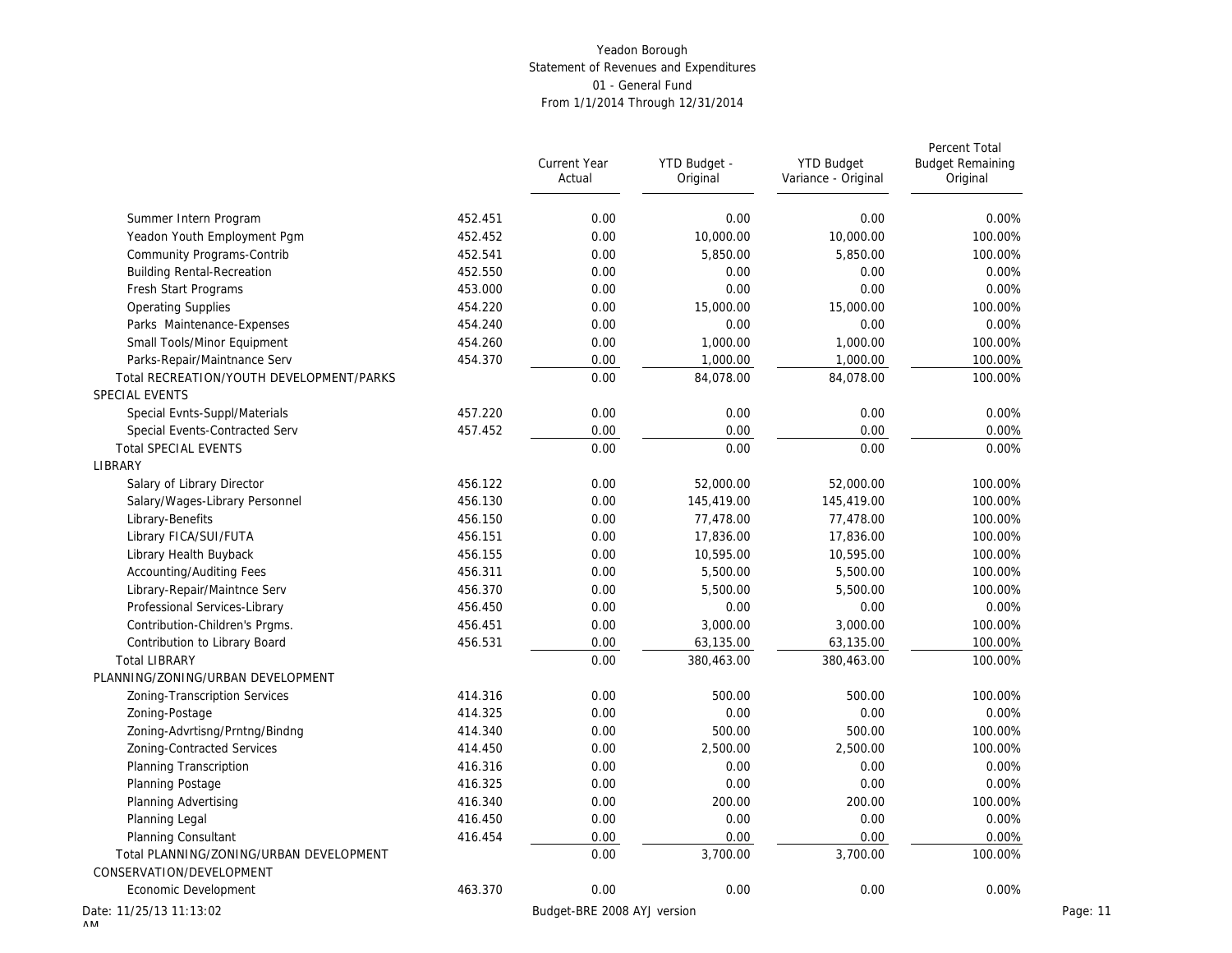Yeadon Borough
Statement of Revenues and Expenditures
01 - General Fund
From 1/1/2014 Through 12/31/2014

| | | Current Year Actual | YTD Budget - Original | YTD Budget Variance - Original | Percent Total Budget Remaining Original |
|---|---|---|---|---|---|
| Summer Intern Program | 452.451 | 0.00 | 0.00 | 0.00 | 0.00% |
| Yeadon Youth Employment Pgm | 452.452 | 0.00 | 10,000.00 | 10,000.00 | 100.00% |
| Community Programs-Contrib | 452.541 | 0.00 | 5,850.00 | 5,850.00 | 100.00% |
| Building Rental-Recreation | 452.550 | 0.00 | 0.00 | 0.00 | 0.00% |
| Fresh Start Programs | 453.000 | 0.00 | 0.00 | 0.00 | 0.00% |
| Operating Supplies | 454.220 | 0.00 | 15,000.00 | 15,000.00 | 100.00% |
| Parks Maintenance-Expenses | 454.240 | 0.00 | 0.00 | 0.00 | 0.00% |
| Small Tools/Minor Equipment | 454.260 | 0.00 | 1,000.00 | 1,000.00 | 100.00% |
| Parks-Repair/Maintnance Serv | 454.370 | 0.00 | 1,000.00 | 1,000.00 | 100.00% |
| Total RECREATION/YOUTH DEVELOPMENT/PARKS | | 0.00 | 84,078.00 | 84,078.00 | 100.00% |
| SPECIAL EVENTS | | | | | |
| Special Evnts-Suppl/Materials | 457.220 | 0.00 | 0.00 | 0.00 | 0.00% |
| Special Events-Contracted Serv | 457.452 | 0.00 | 0.00 | 0.00 | 0.00% |
| Total SPECIAL EVENTS | | 0.00 | 0.00 | 0.00 | 0.00% |
| LIBRARY | | | | | |
| Salary of Library Director | 456.122 | 0.00 | 52,000.00 | 52,000.00 | 100.00% |
| Salary/Wages-Library Personnel | 456.130 | 0.00 | 145,419.00 | 145,419.00 | 100.00% |
| Library-Benefits | 456.150 | 0.00 | 77,478.00 | 77,478.00 | 100.00% |
| Library FICA/SUI/FUTA | 456.151 | 0.00 | 17,836.00 | 17,836.00 | 100.00% |
| Library Health Buyback | 456.155 | 0.00 | 10,595.00 | 10,595.00 | 100.00% |
| Accounting/Auditing Fees | 456.311 | 0.00 | 5,500.00 | 5,500.00 | 100.00% |
| Library-Repair/Maintnce Serv | 456.370 | 0.00 | 5,500.00 | 5,500.00 | 100.00% |
| Professional Services-Library | 456.450 | 0.00 | 0.00 | 0.00 | 0.00% |
| Contribution-Children's Prgms. | 456.451 | 0.00 | 3,000.00 | 3,000.00 | 100.00% |
| Contribution to Library Board | 456.531 | 0.00 | 63,135.00 | 63,135.00 | 100.00% |
| Total LIBRARY | | 0.00 | 380,463.00 | 380,463.00 | 100.00% |
| PLANNING/ZONING/URBAN DEVELOPMENT | | | | | |
| Zoning-Transcription Services | 414.316 | 0.00 | 500.00 | 500.00 | 100.00% |
| Zoning-Postage | 414.325 | 0.00 | 0.00 | 0.00 | 0.00% |
| Zoning-Advrtisng/Prntng/Bindng | 414.340 | 0.00 | 500.00 | 500.00 | 100.00% |
| Zoning-Contracted Services | 414.450 | 0.00 | 2,500.00 | 2,500.00 | 100.00% |
| Planning Transcription | 416.316 | 0.00 | 0.00 | 0.00 | 0.00% |
| Planning Postage | 416.325 | 0.00 | 0.00 | 0.00 | 0.00% |
| Planning Advertising | 416.340 | 0.00 | 200.00 | 200.00 | 100.00% |
| Planning Legal | 416.450 | 0.00 | 0.00 | 0.00 | 0.00% |
| Planning Consultant | 416.454 | 0.00 | 0.00 | 0.00 | 0.00% |
| Total PLANNING/ZONING/URBAN DEVELOPMENT | | 0.00 | 3,700.00 | 3,700.00 | 100.00% |
| CONSERVATION/DEVELOPMENT | | | | | |
| Economic Development | 463.370 | 0.00 | 0.00 | 0.00 | 0.00% |

Date: 11/25/13 11:13:02 AM

Budget-BRE 2008 AYJ version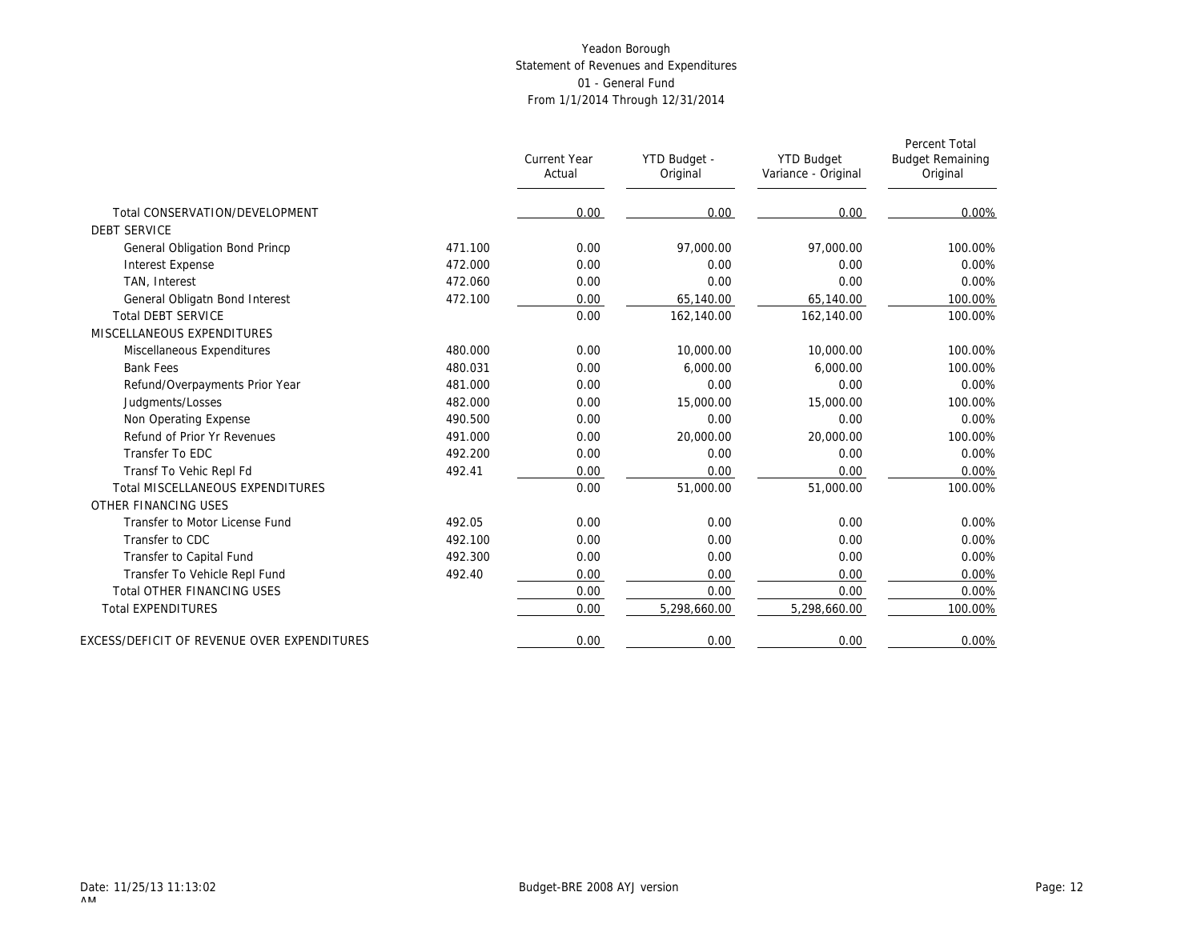Yeadon Borough
Statement of Revenues and Expenditures
01 - General Fund
From 1/1/2014 Through 12/31/2014

| | | Current Year Actual | YTD Budget - Original | YTD Budget Variance - Original | Percent Total Budget Remaining Original |
|---|---|---|---|---|---|
| Total CONSERVATION/DEVELOPMENT | | 0.00 | 0.00 | 0.00 | 0.00% |
| DEBT SERVICE | | | | | |
| General Obligation Bond Princp | 471.100 | 0.00 | 97,000.00 | 97,000.00 | 100.00% |
| Interest Expense | 472.000 | 0.00 | 0.00 | 0.00 | 0.00% |
| TAN, Interest | 472.060 | 0.00 | 0.00 | 0.00 | 0.00% |
| General Obligatn Bond Interest | 472.100 | 0.00 | 65,140.00 | 65,140.00 | 100.00% |
| Total DEBT SERVICE | | 0.00 | 162,140.00 | 162,140.00 | 100.00% |
| MISCELLANEOUS EXPENDITURES | | | | | |
| Miscellaneous Expenditures | 480.000 | 0.00 | 10,000.00 | 10,000.00 | 100.00% |
| Bank Fees | 480.031 | 0.00 | 6,000.00 | 6,000.00 | 100.00% |
| Refund/Overpayments Prior Year | 481.000 | 0.00 | 0.00 | 0.00 | 0.00% |
| Judgments/Losses | 482.000 | 0.00 | 15,000.00 | 15,000.00 | 100.00% |
| Non Operating Expense | 490.500 | 0.00 | 0.00 | 0.00 | 0.00% |
| Refund of Prior Yr Revenues | 491.000 | 0.00 | 20,000.00 | 20,000.00 | 100.00% |
| Transfer To EDC | 492.200 | 0.00 | 0.00 | 0.00 | 0.00% |
| Transf To Vehic Repl Fd | 492.41 | 0.00 | 0.00 | 0.00 | 0.00% |
| Total MISCELLANEOUS EXPENDITURES | | 0.00 | 51,000.00 | 51,000.00 | 100.00% |
| OTHER FINANCING USES | | | | | |
| Transfer to Motor License Fund | 492.05 | 0.00 | 0.00 | 0.00 | 0.00% |
| Transfer to CDC | 492.100 | 0.00 | 0.00 | 0.00 | 0.00% |
| Transfer to Capital Fund | 492.300 | 0.00 | 0.00 | 0.00 | 0.00% |
| Transfer To Vehicle Repl Fund | 492.40 | 0.00 | 0.00 | 0.00 | 0.00% |
| Total OTHER FINANCING USES | | 0.00 | 0.00 | 0.00 | 0.00% |
| Total EXPENDITURES | | 0.00 | 5,298,660.00 | 5,298,660.00 | 100.00% |
| EXCESS/DEFICIT OF REVENUE OVER EXPENDITURES | | 0.00 | 0.00 | 0.00 | 0.00% |

Date: 11/25/13 11:13:02 AM

Budget-BRE 2008 AYJ version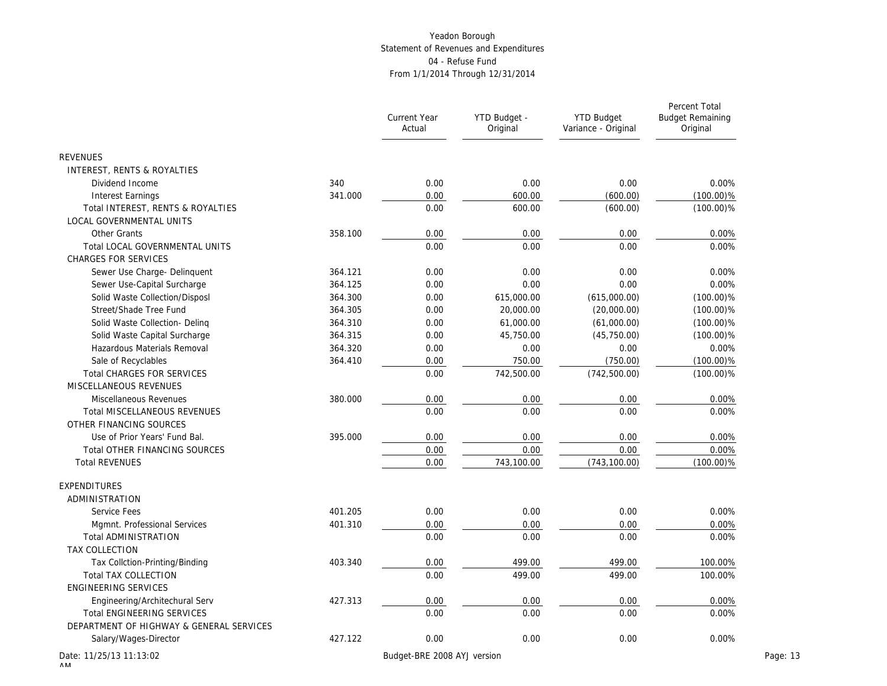Yeadon Borough
Statement of Revenues and Expenditures
04 - Refuse Fund
From 1/1/2014 Through 12/31/2014

| | | Current Year Actual | YTD Budget - Original | YTD Budget Variance - Original | Percent Total Budget Remaining Original |
|---|---|---|---|---|---|
| REVENUES | | | | | |
| INTEREST, RENTS & ROYALTIES | | | | | |
| Dividend Income | 340 | 0.00 | 0.00 | 0.00 | 0.00% |
| Interest Earnings | 341.000 | 0.00 | 600.00 | (600.00) | (100.00)% |
| Total INTEREST, RENTS & ROYALTIES | | 0.00 | 600.00 | (600.00) | (100.00)% |
| LOCAL GOVERNMENTAL UNITS | | | | | |
| Other Grants | 358.100 | 0.00 | 0.00 | 0.00 | 0.00% |
| Total LOCAL GOVERNMENTAL UNITS | | 0.00 | 0.00 | 0.00 | 0.00% |
| CHARGES FOR SERVICES | | | | | |
| Sewer Use Charge- Delinquent | 364.121 | 0.00 | 0.00 | 0.00 | 0.00% |
| Sewer Use-Capital Surcharge | 364.125 | 0.00 | 0.00 | 0.00 | 0.00% |
| Solid Waste Collection/Disposl | 364.300 | 0.00 | 615,000.00 | (615,000.00) | (100.00)% |
| Street/Shade Tree Fund | 364.305 | 0.00 | 20,000.00 | (20,000.00) | (100.00)% |
| Solid Waste Collection- Delinq | 364.310 | 0.00 | 61,000.00 | (61,000.00) | (100.00)% |
| Solid Waste Capital Surcharge | 364.315 | 0.00 | 45,750.00 | (45,750.00) | (100.00)% |
| Hazardous Materials Removal | 364.320 | 0.00 | 0.00 | 0.00 | 0.00% |
| Sale of Recyclables | 364.410 | 0.00 | 750.00 | (750.00) | (100.00)% |
| Total CHARGES FOR SERVICES | | 0.00 | 742,500.00 | (742,500.00) | (100.00)% |
| MISCELLANEOUS REVENUES | | | | | |
| Miscellaneous Revenues | 380.000 | 0.00 | 0.00 | 0.00 | 0.00% |
| Total MISCELLANEOUS REVENUES | | 0.00 | 0.00 | 0.00 | 0.00% |
| OTHER FINANCING SOURCES | | | | | |
| Use of Prior Years' Fund Bal. | 395.000 | 0.00 | 0.00 | 0.00 | 0.00% |
| Total OTHER FINANCING SOURCES | | 0.00 | 0.00 | 0.00 | 0.00% |
| Total REVENUES | | 0.00 | 743,100.00 | (743,100.00) | (100.00)% |
| EXPENDITURES | | | | | |
| ADMINISTRATION | | | | | |
| Service Fees | 401.205 | 0.00 | 0.00 | 0.00 | 0.00% |
| Mgmnt. Professional Services | 401.310 | 0.00 | 0.00 | 0.00 | 0.00% |
| Total ADMINISTRATION | | 0.00 | 0.00 | 0.00 | 0.00% |
| TAX COLLECTION | | | | | |
| Tax Collction-Printing/Binding | 403.340 | 0.00 | 499.00 | 499.00 | 100.00% |
| Total TAX COLLECTION | | 0.00 | 499.00 | 499.00 | 100.00% |
| ENGINEERING SERVICES | | | | | |
| Engineering/Architechural Serv | 427.313 | 0.00 | 0.00 | 0.00 | 0.00% |
| Total ENGINEERING SERVICES | | 0.00 | 0.00 | 0.00 | 0.00% |
| DEPARTMENT OF HIGHWAY & GENERAL SERVICES | | | | | |
| Salary/Wages-Director | 427.122 | 0.00 | 0.00 | 0.00 | 0.00% |

Date: 11/25/13 11:13:02 AM Budget-BRE 2008 AYJ version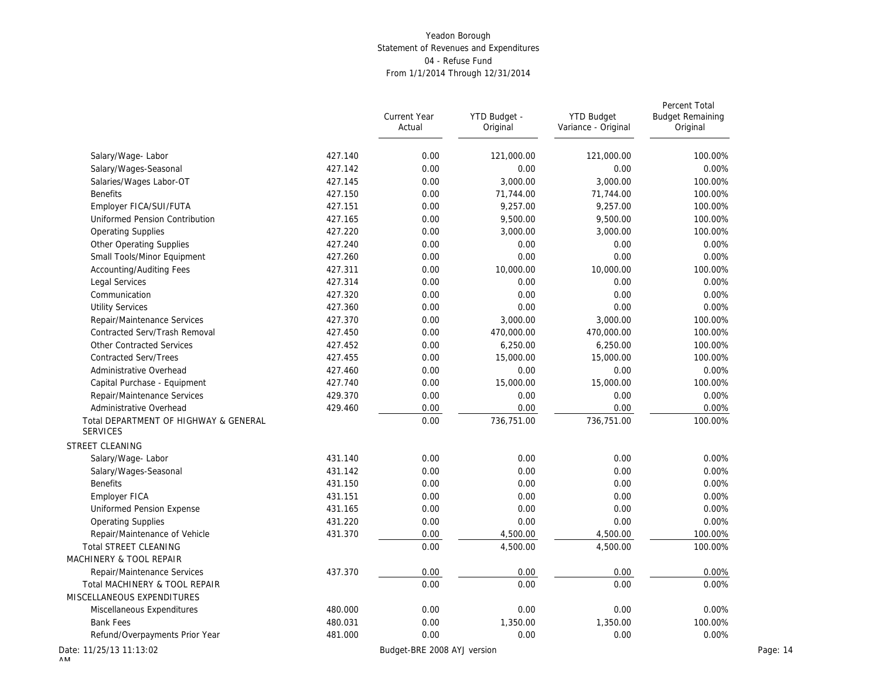Yeadon Borough
Statement of Revenues and Expenditures
04 - Refuse Fund
From 1/1/2014 Through 12/31/2014

| | | Current Year Actual | YTD Budget - Original | YTD Budget Variance - Original | Percent Total Budget Remaining Original |
|---|---|---|---|---|---|
| Salary/Wage- Labor | 427.140 | 0.00 | 121,000.00 | 121,000.00 | 100.00% |
| Salary/Wages-Seasonal | 427.142 | 0.00 | 0.00 | 0.00 | 0.00% |
| Salaries/Wages Labor-OT | 427.145 | 0.00 | 3,000.00 | 3,000.00 | 100.00% |
| Benefits | 427.150 | 0.00 | 71,744.00 | 71,744.00 | 100.00% |
| Employer FICA/SUI/FUTA | 427.151 | 0.00 | 9,257.00 | 9,257.00 | 100.00% |
| Uniformed Pension Contribution | 427.165 | 0.00 | 9,500.00 | 9,500.00 | 100.00% |
| Operating Supplies | 427.220 | 0.00 | 3,000.00 | 3,000.00 | 100.00% |
| Other Operating Supplies | 427.240 | 0.00 | 0.00 | 0.00 | 0.00% |
| Small Tools/Minor Equipment | 427.260 | 0.00 | 0.00 | 0.00 | 0.00% |
| Accounting/Auditing Fees | 427.311 | 0.00 | 10,000.00 | 10,000.00 | 100.00% |
| Legal Services | 427.314 | 0.00 | 0.00 | 0.00 | 0.00% |
| Communication | 427.320 | 0.00 | 0.00 | 0.00 | 0.00% |
| Utility Services | 427.360 | 0.00 | 0.00 | 0.00 | 0.00% |
| Repair/Maintenance Services | 427.370 | 0.00 | 3,000.00 | 3,000.00 | 100.00% |
| Contracted Serv/Trash Removal | 427.450 | 0.00 | 470,000.00 | 470,000.00 | 100.00% |
| Other Contracted Services | 427.452 | 0.00 | 6,250.00 | 6,250.00 | 100.00% |
| Contracted Serv/Trees | 427.455 | 0.00 | 15,000.00 | 15,000.00 | 100.00% |
| Administrative Overhead | 427.460 | 0.00 | 0.00 | 0.00 | 0.00% |
| Capital Purchase - Equipment | 427.740 | 0.00 | 15,000.00 | 15,000.00 | 100.00% |
| Repair/Maintenance Services | 429.370 | 0.00 | 0.00 | 0.00 | 0.00% |
| Administrative Overhead | 429.460 | 0.00 | 0.00 | 0.00 | 0.00% |
| Total DEPARTMENT OF HIGHWAY & GENERAL SERVICES | | 0.00 | 736,751.00 | 736,751.00 | 100.00% |
| STREET CLEANING | | | | | |
| Salary/Wage- Labor | 431.140 | 0.00 | 0.00 | 0.00 | 0.00% |
| Salary/Wages-Seasonal | 431.142 | 0.00 | 0.00 | 0.00 | 0.00% |
| Benefits | 431.150 | 0.00 | 0.00 | 0.00 | 0.00% |
| Employer FICA | 431.151 | 0.00 | 0.00 | 0.00 | 0.00% |
| Uniformed Pension Expense | 431.165 | 0.00 | 0.00 | 0.00 | 0.00% |
| Operating Supplies | 431.220 | 0.00 | 0.00 | 0.00 | 0.00% |
| Repair/Maintenance of Vehicle | 431.370 | 0.00 | 4,500.00 | 4,500.00 | 100.00% |
| Total STREET CLEANING | | 0.00 | 4,500.00 | 4,500.00 | 100.00% |
| MACHINERY & TOOL REPAIR | | | | | |
| Repair/Maintenance Services | 437.370 | 0.00 | 0.00 | 0.00 | 0.00% |
| Total MACHINERY & TOOL REPAIR | | 0.00 | 0.00 | 0.00 | 0.00% |
| MISCELLANEOUS EXPENDITURES | | | | | |
| Miscellaneous Expenditures | 480.000 | 0.00 | 0.00 | 0.00 | 0.00% |
| Bank Fees | 480.031 | 0.00 | 1,350.00 | 1,350.00 | 100.00% |
| Refund/Overpayments Prior Year | 481.000 | 0.00 | 0.00 | 0.00 | 0.00% |

Date: 11/25/13 11:13:02 AM

Budget-BRE 2008 AYJ version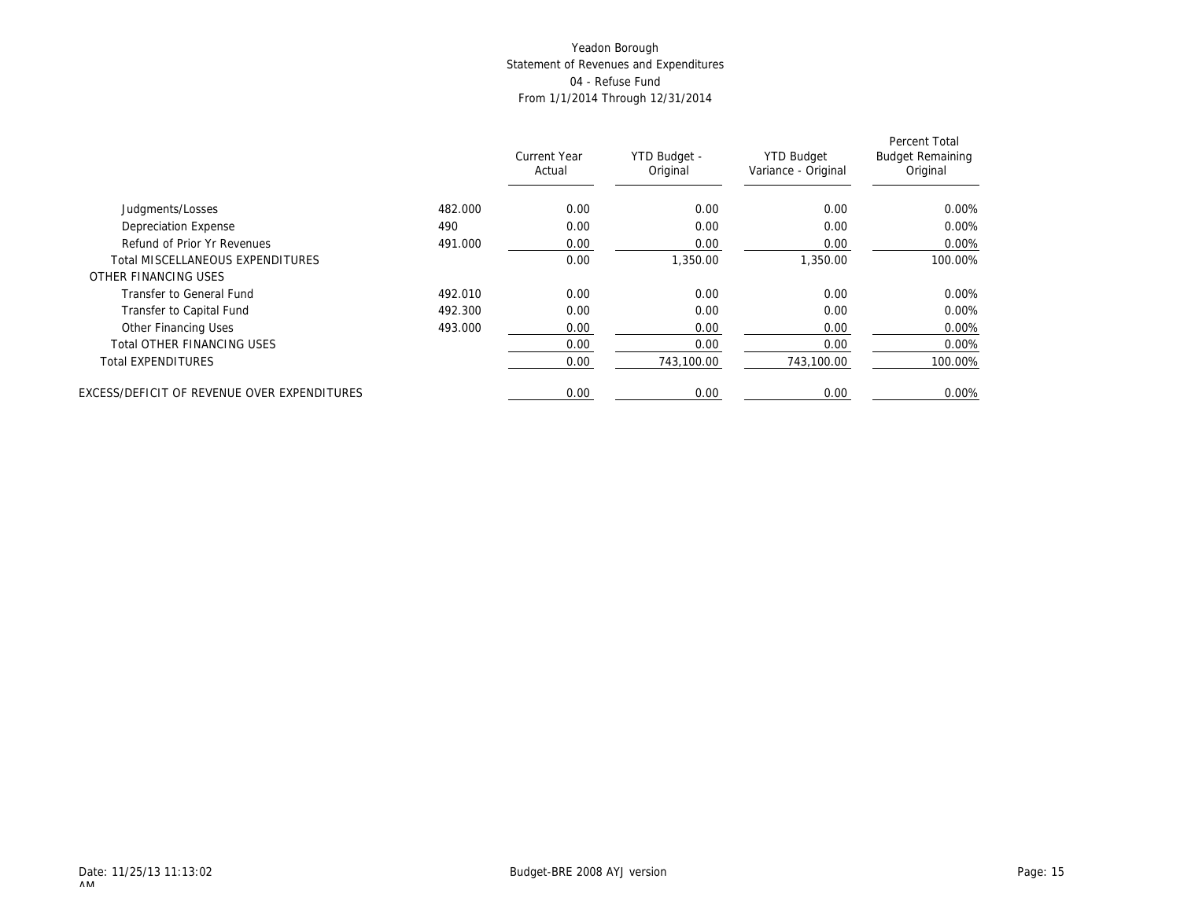Yeadon Borough
Statement of Revenues and Expenditures
04 - Refuse Fund
From 1/1/2014 Through 12/31/2014

| | | Current Year Actual | YTD Budget - Original | YTD Budget Variance - Original | Percent Total Budget Remaining Original |
|---|---|---|---|---|---|
| Judgments/Losses | 482.000 | 0.00 | 0.00 | 0.00 | 0.00% |
| Depreciation Expense | 490 | 0.00 | 0.00 | 0.00 | 0.00% |
| Refund of Prior Yr Revenues | 491.000 | 0.00 | 0.00 | 0.00 | 0.00% |
| Total MISCELLANEOUS EXPENDITURES | | 0.00 | 1,350.00 | 1,350.00 | 100.00% |
| OTHER FINANCING USES | | | | | |
| Transfer to General Fund | 492.010 | 0.00 | 0.00 | 0.00 | 0.00% |
| Transfer to Capital Fund | 492.300 | 0.00 | 0.00 | 0.00 | 0.00% |
| Other Financing Uses | 493.000 | 0.00 | 0.00 | 0.00 | 0.00% |
| Total OTHER FINANCING USES | | 0.00 | 0.00 | 0.00 | 0.00% |
| Total EXPENDITURES | | 0.00 | 743,100.00 | 743,100.00 | 100.00% |
| EXCESS/DEFICIT OF REVENUE OVER EXPENDITURES | | 0.00 | 0.00 | 0.00 | 0.00% |

Date: 11/25/13 11:13:02 AM

Budget-BRE 2008 AYJ version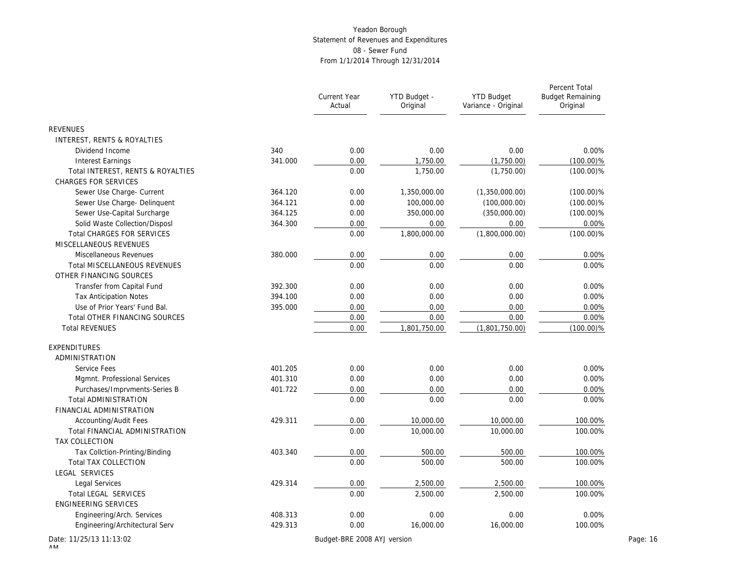Yeadon Borough
Statement of Revenues and Expenditures
08 - Sewer Fund
From 1/1/2014 Through 12/31/2014

| | | Current Year Actual | YTD Budget - Original | YTD Budget Variance - Original | Percent Total Budget Remaining Original |
|---|---|---|---|---|---|
| REVENUES | | | | | |
| INTEREST, RENTS & ROYALTIES | | | | | |
| Dividend Income | 340 | 0.00 | 0.00 | 0.00 | 0.00% |
| Interest Earnings | 341.000 | 0.00 | 1,750.00 | (1,750.00) | (100.00)% |
| Total INTEREST, RENTS & ROYALTIES | | 0.00 | 1,750.00 | (1,750.00) | (100.00)% |
| CHARGES FOR SERVICES | | | | | |
| Sewer Use Charge- Current | 364.120 | 0.00 | 1,350,000.00 | (1,350,000.00) | (100.00)% |
| Sewer Use Charge- Delinquent | 364.121 | 0.00 | 100,000.00 | (100,000.00) | (100.00)% |
| Sewer Use-Capital Surcharge | 364.125 | 0.00 | 350,000.00 | (350,000.00) | (100.00)% |
| Solid Waste Collection/Disposl | 364.300 | 0.00 | 0.00 | 0.00 | 0.00% |
| Total CHARGES FOR SERVICES | | 0.00 | 1,800,000.00 | (1,800,000.00) | (100.00)% |
| MISCELLANEOUS REVENUES | | | | | |
| Miscellaneous Revenues | 380.000 | 0.00 | 0.00 | 0.00 | 0.00% |
| Total MISCELLANEOUS REVENUES | | 0.00 | 0.00 | 0.00 | 0.00% |
| OTHER FINANCING SOURCES | | | | | |
| Transfer from Capital Fund | 392.300 | 0.00 | 0.00 | 0.00 | 0.00% |
| Tax Anticipation Notes | 394.100 | 0.00 | 0.00 | 0.00 | 0.00% |
| Use of Prior Years' Fund Bal. | 395.000 | 0.00 | 0.00 | 0.00 | 0.00% |
| Total OTHER FINANCING SOURCES | | 0.00 | 0.00 | 0.00 | 0.00% |
| Total REVENUES | | 0.00 | 1,801,750.00 | (1,801,750.00) | (100.00)% |
| EXPENDITURES | | | | | |
| ADMINISTRATION | | | | | |
| Service Fees | 401.205 | 0.00 | 0.00 | 0.00 | 0.00% |
| Mgmnt. Professional Services | 401.310 | 0.00 | 0.00 | 0.00 | 0.00% |
| Purchases/Imprvments-Series B | 401.722 | 0.00 | 0.00 | 0.00 | 0.00% |
| Total ADMINISTRATION | | 0.00 | 0.00 | 0.00 | 0.00% |
| FINANCIAL ADMINISTRATION | | | | | |
| Accounting/Audit Fees | 429.311 | 0.00 | 10,000.00 | 10,000.00 | 100.00% |
| Total FINANCIAL ADMINISTRATION | | 0.00 | 10,000.00 | 10,000.00 | 100.00% |
| TAX COLLECTION | | | | | |
| Tax Collction-Printing/Binding | 403.340 | 0.00 | 500.00 | 500.00 | 100.00% |
| Total TAX COLLECTION | | 0.00 | 500.00 | 500.00 | 100.00% |
| LEGAL SERVICES | | | | | |
| Legal Services | 429.314 | 0.00 | 2,500.00 | 2,500.00 | 100.00% |
| Total LEGAL SERVICES | | 0.00 | 2,500.00 | 2,500.00 | 100.00% |
| ENGINEERING SERVICES | | | | | |
| Engineering/Arch. Services | 408.313 | 0.00 | 0.00 | 0.00 | 0.00% |
| Engineering/Architectural Serv | 429.313 | 0.00 | 16,000.00 | 16,000.00 | 100.00% |

Date: 11/25/13 11:13:02 AM Budget-BRE 2008 AYJ version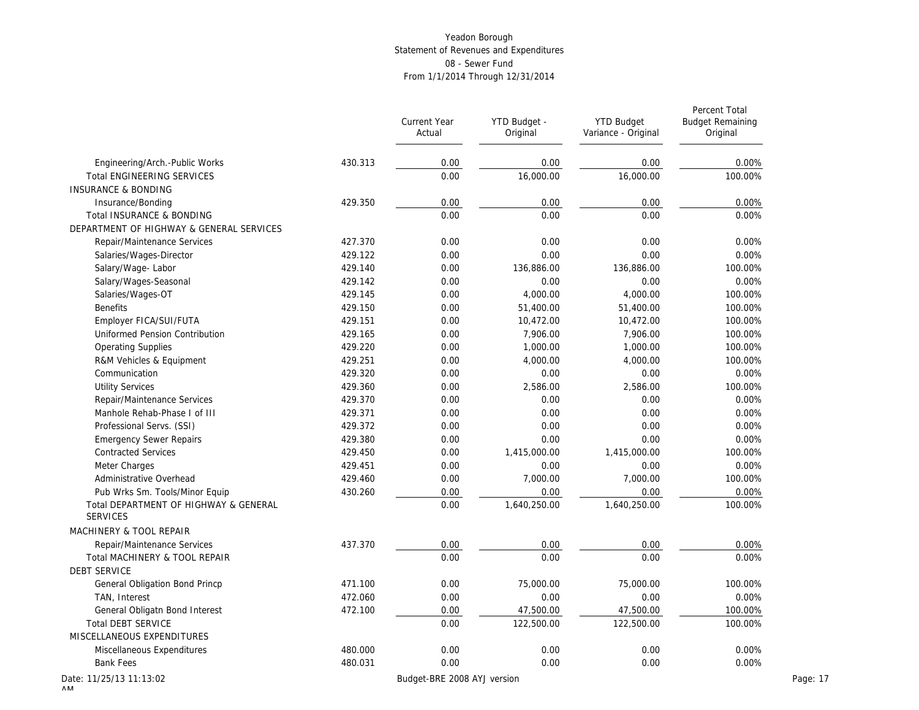# Yeadon Borough

Statement of Revenues and Expenditures

08 - Sewer Fund

From 1/1/2014 Through 12/31/2014

| | | Current Year Actual | YTD Budget - Original | YTD Budget Variance - Original | Percent Total Budget Remaining Original |
|---|---|---|---|---|---|
| Engineering/Arch.-Public Works | 430.313 | 0.00 | 0.00 | 0.00 | 0.00% |
| Total ENGINEERING SERVICES | | 0.00 | 16,000.00 | 16,000.00 | 100.00% |
| INSURANCE & BONDING | | | | | |
| Insurance/Bonding | 429.350 | 0.00 | 0.00 | 0.00 | 0.00% |
| Total INSURANCE & BONDING | | 0.00 | 0.00 | 0.00 | 0.00% |
| DEPARTMENT OF HIGHWAY & GENERAL SERVICES | | | | | |
| Repair/Maintenance Services | 427.370 | 0.00 | 0.00 | 0.00 | 0.00% |
| Salaries/Wages-Director | 429.122 | 0.00 | 0.00 | 0.00 | 0.00% |
| Salary/Wage- Labor | 429.140 | 0.00 | 136,886.00 | 136,886.00 | 100.00% |
| Salary/Wages-Seasonal | 429.142 | 0.00 | 0.00 | 0.00 | 0.00% |
| Salaries/Wages-OT | 429.145 | 0.00 | 4,000.00 | 4,000.00 | 100.00% |
| Benefits | 429.150 | 0.00 | 51,400.00 | 51,400.00 | 100.00% |
| Employer FICA/SUI/FUTA | 429.151 | 0.00 | 10,472.00 | 10,472.00 | 100.00% |
| Uniformed Pension Contribution | 429.165 | 0.00 | 7,906.00 | 7,906.00 | 100.00% |
| Operating Supplies | 429.220 | 0.00 | 1,000.00 | 1,000.00 | 100.00% |
| R&M Vehicles & Equipment | 429.251 | 0.00 | 4,000.00 | 4,000.00 | 100.00% |
| Communication | 429.320 | 0.00 | 0.00 | 0.00 | 0.00% |
| Utility Services | 429.360 | 0.00 | 2,586.00 | 2,586.00 | 100.00% |
| Repair/Maintenance Services | 429.370 | 0.00 | 0.00 | 0.00 | 0.00% |
| Manhole Rehab-Phase I of III | 429.371 | 0.00 | 0.00 | 0.00 | 0.00% |
| Professional Servs. (SSI) | 429.372 | 0.00 | 0.00 | 0.00 | 0.00% |
| Emergency Sewer Repairs | 429.380 | 0.00 | 0.00 | 0.00 | 0.00% |
| Contracted Services | 429.450 | 0.00 | 1,415,000.00 | 1,415,000.00 | 100.00% |
| Meter Charges | 429.451 | 0.00 | 0.00 | 0.00 | 0.00% |
| Administrative Overhead | 429.460 | 0.00 | 7,000.00 | 7,000.00 | 100.00% |
| Pub Wrks Sm. Tools/Minor Equip | 430.260 | 0.00 | 0.00 | 0.00 | 0.00% |
| Total DEPARTMENT OF HIGHWAY & GENERAL SERVICES | | 0.00 | 1,640,250.00 | 1,640,250.00 | 100.00% |
| MACHINERY & TOOL REPAIR | | | | | |
| Repair/Maintenance Services | 437.370 | 0.00 | 0.00 | 0.00 | 0.00% |
| Total MACHINERY & TOOL REPAIR | | 0.00 | 0.00 | 0.00 | 0.00% |
| DEBT SERVICE | | | | | |
| General Obligation Bond Princp | 471.100 | 0.00 | 75,000.00 | 75,000.00 | 100.00% |
| TAN, Interest | 472.060 | 0.00 | 0.00 | 0.00 | 0.00% |
| General Obligatn Bond Interest | 472.100 | 0.00 | 47,500.00 | 47,500.00 | 100.00% |
| Total DEBT SERVICE | | 0.00 | 122,500.00 | 122,500.00 | 100.00% |
| MISCELLANEOUS EXPENDITURES | | | | | |
| Miscellaneous Expenditures | 480.000 | 0.00 | 0.00 | 0.00 | 0.00% |
| Bank Fees | 480.031 | 0.00 | 0.00 | 0.00 | 0.00% |

Date: 11/25/13 11:13:02 AM

Budget-BRE 2008 AYJ version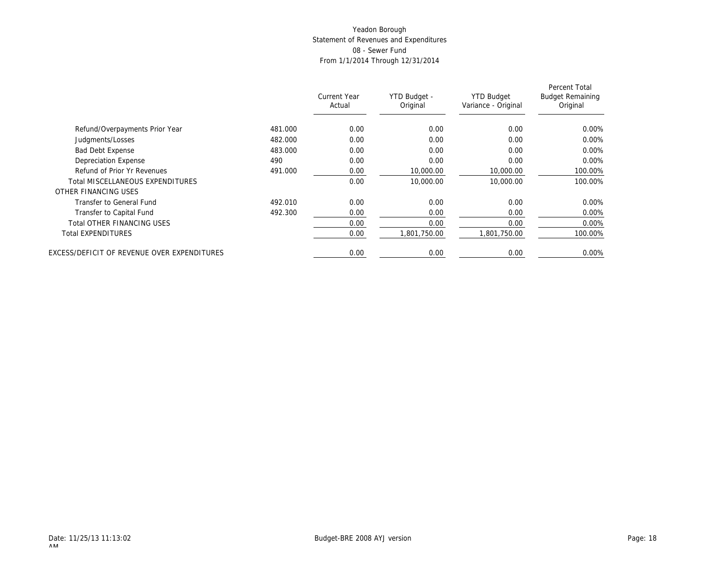Yeadon Borough
Statement of Revenues and Expenditures
08 - Sewer Fund
From 1/1/2014 Through 12/31/2014

| | | Current Year Actual | YTD Budget - Original | YTD Budget Variance - Original | Percent Total Budget Remaining Original |
|---|---|---|---|---|---|
| Refund/Overpayments Prior Year | 481.000 | 0.00 | 0.00 | 0.00 | 0.00% |
| Judgments/Losses | 482.000 | 0.00 | 0.00 | 0.00 | 0.00% |
| Bad Debt Expense | 483.000 | 0.00 | 0.00 | 0.00 | 0.00% |
| Depreciation Expense | 490 | 0.00 | 0.00 | 0.00 | 0.00% |
| Refund of Prior Yr Revenues | 491.000 | 0.00 | 10,000.00 | 10,000.00 | 100.00% |
| Total MISCELLANEOUS EXPENDITURES | | 0.00 | 10,000.00 | 10,000.00 | 100.00% |
| OTHER FINANCING USES | | | | | |
| Transfer to General Fund | 492.010 | 0.00 | 0.00 | 0.00 | 0.00% |
| Transfer to Capital Fund | 492.300 | 0.00 | 0.00 | 0.00 | 0.00% |
| Total OTHER FINANCING USES | | 0.00 | 0.00 | 0.00 | 0.00% |
| Total EXPENDITURES | | 0.00 | 1,801,750.00 | 1,801,750.00 | 100.00% |
| EXCESS/DEFICIT OF REVENUE OVER EXPENDITURES | | 0.00 | 0.00 | 0.00 | 0.00% |

Date: 11/25/13 11:13:02 AM
Budget-BRE 2008 AYJ version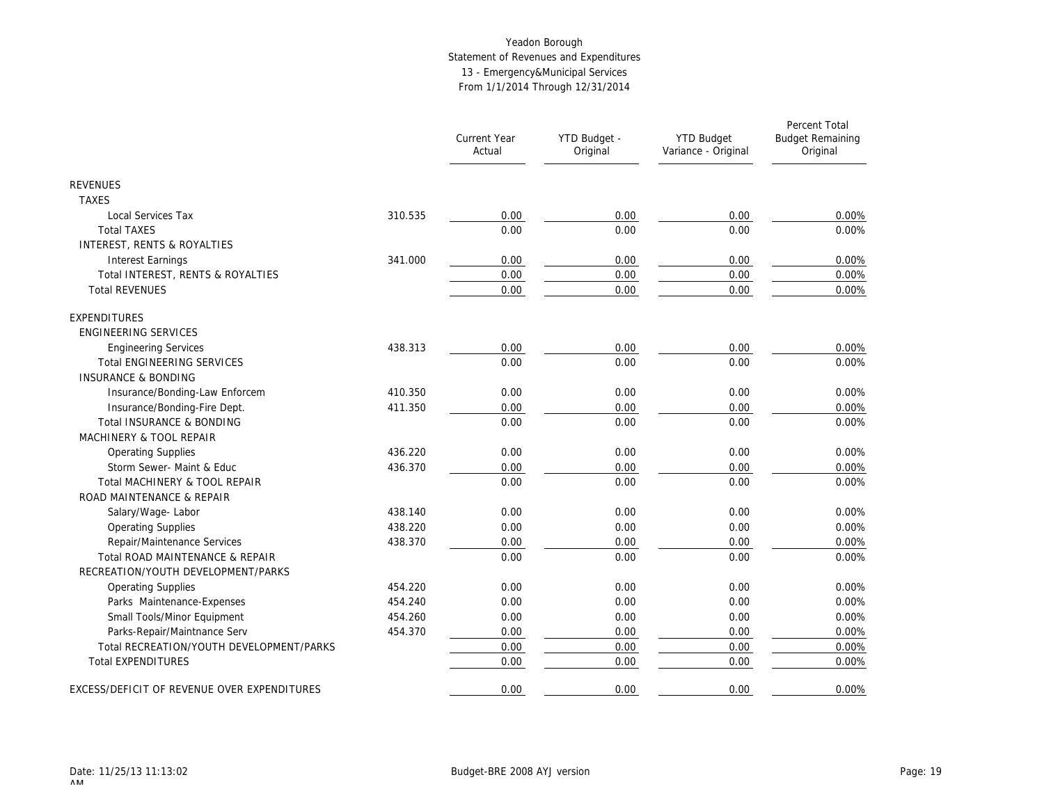Yeadon Borough
Statement of Revenues and Expenditures
13 - Emergency&Municipal Services
From 1/1/2014 Through 12/31/2014

| | | Current Year Actual | YTD Budget - Original | YTD Budget Variance - Original | Percent Total Budget Remaining Original |
|---|---|---|---|---|---|
| REVENUES | | | | | |
| TAXES | | | | | |
| Local Services Tax | 310.535 | 0.00 | 0.00 | 0.00 | 0.00% |
| Total TAXES | | 0.00 | 0.00 | 0.00 | 0.00% |
| INTEREST, RENTS & ROYALTIES | | | | | |
| Interest Earnings | 341.000 | 0.00 | 0.00 | 0.00 | 0.00% |
| Total INTEREST, RENTS & ROYALTIES | | 0.00 | 0.00 | 0.00 | 0.00% |
| Total REVENUES | | 0.00 | 0.00 | 0.00 | 0.00% |
| EXPENDITURES | | | | | |
| ENGINEERING SERVICES | | | | | |
| Engineering Services | 438.313 | 0.00 | 0.00 | 0.00 | 0.00% |
| Total ENGINEERING SERVICES | | 0.00 | 0.00 | 0.00 | 0.00% |
| INSURANCE & BONDING | | | | | |
| Insurance/Bonding-Law Enforcem | 410.350 | 0.00 | 0.00 | 0.00 | 0.00% |
| Insurance/Bonding-Fire Dept. | 411.350 | 0.00 | 0.00 | 0.00 | 0.00% |
| Total INSURANCE & BONDING | | 0.00 | 0.00 | 0.00 | 0.00% |
| MACHINERY & TOOL REPAIR | | | | | |
| Operating Supplies | 436.220 | 0.00 | 0.00 | 0.00 | 0.00% |
| Storm Sewer- Maint & Educ | 436.370 | 0.00 | 0.00 | 0.00 | 0.00% |
| Total MACHINERY & TOOL REPAIR | | 0.00 | 0.00 | 0.00 | 0.00% |
| ROAD MAINTENANCE & REPAIR | | | | | |
| Salary/Wage- Labor | 438.140 | 0.00 | 0.00 | 0.00 | 0.00% |
| Operating Supplies | 438.220 | 0.00 | 0.00 | 0.00 | 0.00% |
| Repair/Maintenance Services | 438.370 | 0.00 | 0.00 | 0.00 | 0.00% |
| Total ROAD MAINTENANCE & REPAIR | | 0.00 | 0.00 | 0.00 | 0.00% |
| RECREATION/YOUTH DEVELOPMENT/PARKS | | | | | |
| Operating Supplies | 454.220 | 0.00 | 0.00 | 0.00 | 0.00% |
| Parks Maintenance-Expenses | 454.240 | 0.00 | 0.00 | 0.00 | 0.00% |
| Small Tools/Minor Equipment | 454.260 | 0.00 | 0.00 | 0.00 | 0.00% |
| Parks-Repair/Maintnance Serv | 454.370 | 0.00 | 0.00 | 0.00 | 0.00% |
| Total RECREATION/YOUTH DEVELOPMENT/PARKS | | 0.00 | 0.00 | 0.00 | 0.00% |
| Total EXPENDITURES | | 0.00 | 0.00 | 0.00 | 0.00% |
| EXCESS/DEFICIT OF REVENUE OVER EXPENDITURES | | 0.00 | 0.00 | 0.00 | 0.00% |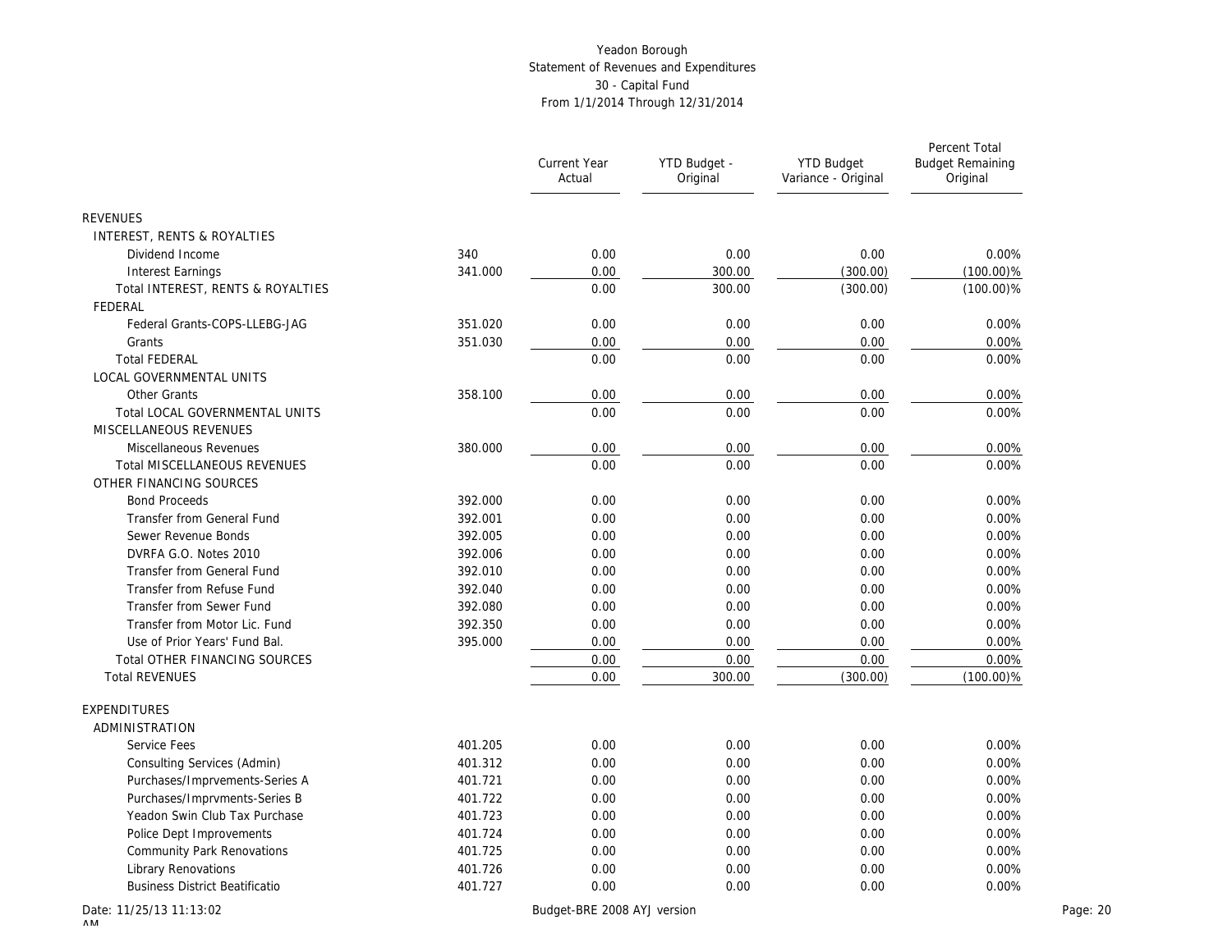Yeadon Borough
Statement of Revenues and Expenditures
30 - Capital Fund
From 1/1/2014 Through 12/31/2014

| | | Current Year Actual | YTD Budget - Original | YTD Budget Variance - Original | Percent Total Budget Remaining Original |
|---|---|---|---|---|---|
| REVENUES | | | | | |
| INTEREST, RENTS & ROYALTIES | | | | | |
| Dividend Income | 340 | 0.00 | 0.00 | 0.00 | 0.00% |
| Interest Earnings | 341.000 | 0.00 | 300.00 | (300.00) | (100.00)% |
| Total INTEREST, RENTS & ROYALTIES | | 0.00 | 300.00 | (300.00) | (100.00)% |
| FEDERAL | | | | | |
| Federal Grants-COPS-LLEBG-JAG | 351.020 | 0.00 | 0.00 | 0.00 | 0.00% |
| Grants | 351.030 | 0.00 | 0.00 | 0.00 | 0.00% |
| Total FEDERAL | | 0.00 | 0.00 | 0.00 | 0.00% |
| LOCAL GOVERNMENTAL UNITS | | | | | |
| Other Grants | 358.100 | 0.00 | 0.00 | 0.00 | 0.00% |
| Total LOCAL GOVERNMENTAL UNITS | | 0.00 | 0.00 | 0.00 | 0.00% |
| MISCELLANEOUS REVENUES | | | | | |
| Miscellaneous Revenues | 380.000 | 0.00 | 0.00 | 0.00 | 0.00% |
| Total MISCELLANEOUS REVENUES | | 0.00 | 0.00 | 0.00 | 0.00% |
| OTHER FINANCING SOURCES | | | | | |
| Bond Proceeds | 392.000 | 0.00 | 0.00 | 0.00 | 0.00% |
| Transfer from General Fund | 392.001 | 0.00 | 0.00 | 0.00 | 0.00% |
| Sewer Revenue Bonds | 392.005 | 0.00 | 0.00 | 0.00 | 0.00% |
| DVRFA G.O. Notes 2010 | 392.006 | 0.00 | 0.00 | 0.00 | 0.00% |
| Transfer from General Fund | 392.010 | 0.00 | 0.00 | 0.00 | 0.00% |
| Transfer from Refuse Fund | 392.040 | 0.00 | 0.00 | 0.00 | 0.00% |
| Transfer from Sewer Fund | 392.080 | 0.00 | 0.00 | 0.00 | 0.00% |
| Transfer from Motor Lic. Fund | 392.350 | 0.00 | 0.00 | 0.00 | 0.00% |
| Use of Prior Years' Fund Bal. | 395.000 | 0.00 | 0.00 | 0.00 | 0.00% |
| Total OTHER FINANCING SOURCES | | 0.00 | 0.00 | 0.00 | 0.00% |
| Total REVENUES | | 0.00 | 300.00 | (300.00) | (100.00)% |
| EXPENDITURES | | | | | |
| ADMINISTRATION | | | | | |
| Service Fees | 401.205 | 0.00 | 0.00 | 0.00 | 0.00% |
| Consulting Services (Admin) | 401.312 | 0.00 | 0.00 | 0.00 | 0.00% |
| Purchases/Imprvements-Series A | 401.721 | 0.00 | 0.00 | 0.00 | 0.00% |
| Purchases/Imprvments-Series B | 401.722 | 0.00 | 0.00 | 0.00 | 0.00% |
| Yeadon Swin Club Tax Purchase | 401.723 | 0.00 | 0.00 | 0.00 | 0.00% |
| Police Dept Improvements | 401.724 | 0.00 | 0.00 | 0.00 | 0.00% |
| Community Park Renovations | 401.725 | 0.00 | 0.00 | 0.00 | 0.00% |
| Library Renovations | 401.726 | 0.00 | 0.00 | 0.00 | 0.00% |
| Business District Beatificatio | 401.727 | 0.00 | 0.00 | 0.00 | 0.00% |

Date: 11/25/13 11:13:02 AM

Budget-BRE 2008 AYJ version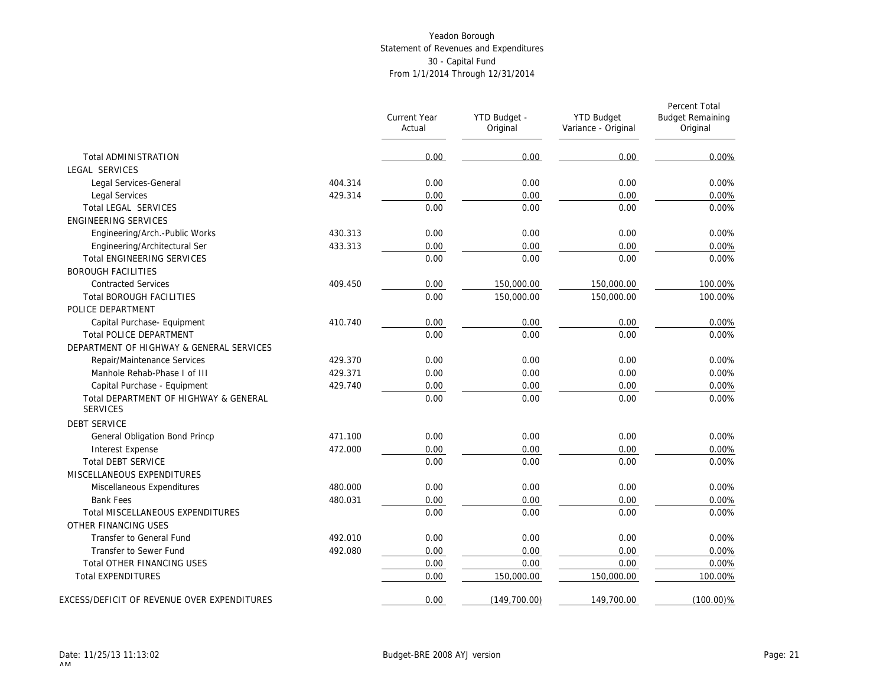# Yeadon Borough
## Statement of Revenues and Expenditures
### 30 - Capital Fund
### From 1/1/2014 Through 12/31/2014

| | | Current Year Actual | YTD Budget - Original | YTD Budget Variance - Original | Percent Total Budget Remaining Original |
|---|---|---|---|---|---|
| Total ADMINISTRATION | | 0.00 | 0.00 | 0.00 | 0.00% |
| LEGAL SERVICES | | | | | |
| Legal Services-General | 404.314 | 0.00 | 0.00 | 0.00 | 0.00% |
| Legal Services | 429.314 | 0.00 | 0.00 | 0.00 | 0.00% |
| Total LEGAL SERVICES | | 0.00 | 0.00 | 0.00 | 0.00% |
| ENGINEERING SERVICES | | | | | |
| Engineering/Arch.-Public Works | 430.313 | 0.00 | 0.00 | 0.00 | 0.00% |
| Engineering/Architectural Ser | 433.313 | 0.00 | 0.00 | 0.00 | 0.00% |
| Total ENGINEERING SERVICES | | 0.00 | 0.00 | 0.00 | 0.00% |
| BOROUGH FACILITIES | | | | | |
| Contracted Services | 409.450 | 0.00 | 150,000.00 | 150,000.00 | 100.00% |
| Total BOROUGH FACILITIES | | 0.00 | 150,000.00 | 150,000.00 | 100.00% |
| POLICE DEPARTMENT | | | | | |
| Capital Purchase- Equipment | 410.740 | 0.00 | 0.00 | 0.00 | 0.00% |
| Total POLICE DEPARTMENT | | 0.00 | 0.00 | 0.00 | 0.00% |
| DEPARTMENT OF HIGHWAY & GENERAL SERVICES | | | | | |
| Repair/Maintenance Services | 429.370 | 0.00 | 0.00 | 0.00 | 0.00% |
| Manhole Rehab-Phase I of III | 429.371 | 0.00 | 0.00 | 0.00 | 0.00% |
| Capital Purchase - Equipment | 429.740 | 0.00 | 0.00 | 0.00 | 0.00% |
| Total DEPARTMENT OF HIGHWAY & GENERAL SERVICES | | 0.00 | 0.00 | 0.00 | 0.00% |
| DEBT SERVICE | | | | | |
| General Obligation Bond Princp | 471.100 | 0.00 | 0.00 | 0.00 | 0.00% |
| Interest Expense | 472.000 | 0.00 | 0.00 | 0.00 | 0.00% |
| Total DEBT SERVICE | | 0.00 | 0.00 | 0.00 | 0.00% |
| MISCELLANEOUS EXPENDITURES | | | | | |
| Miscellaneous Expenditures | 480.000 | 0.00 | 0.00 | 0.00 | 0.00% |
| Bank Fees | 480.031 | 0.00 | 0.00 | 0.00 | 0.00% |
| Total MISCELLANEOUS EXPENDITURES | | 0.00 | 0.00 | 0.00 | 0.00% |
| OTHER FINANCING USES | | | | | |
| Transfer to General Fund | 492.010 | 0.00 | 0.00 | 0.00 | 0.00% |
| Transfer to Sewer Fund | 492.080 | 0.00 | 0.00 | 0.00 | 0.00% |
| Total OTHER FINANCING USES | | 0.00 | 0.00 | 0.00 | 0.00% |
| Total EXPENDITURES | | 0.00 | 150,000.00 | 150,000.00 | 100.00% |
| EXCESS/DEFICIT OF REVENUE OVER EXPENDITURES | | 0.00 | (149,700.00) | 149,700.00 | (100.00)% |

Date: 11/25/13 11:13:02 AM

Budget-BRE 2008 AYJ version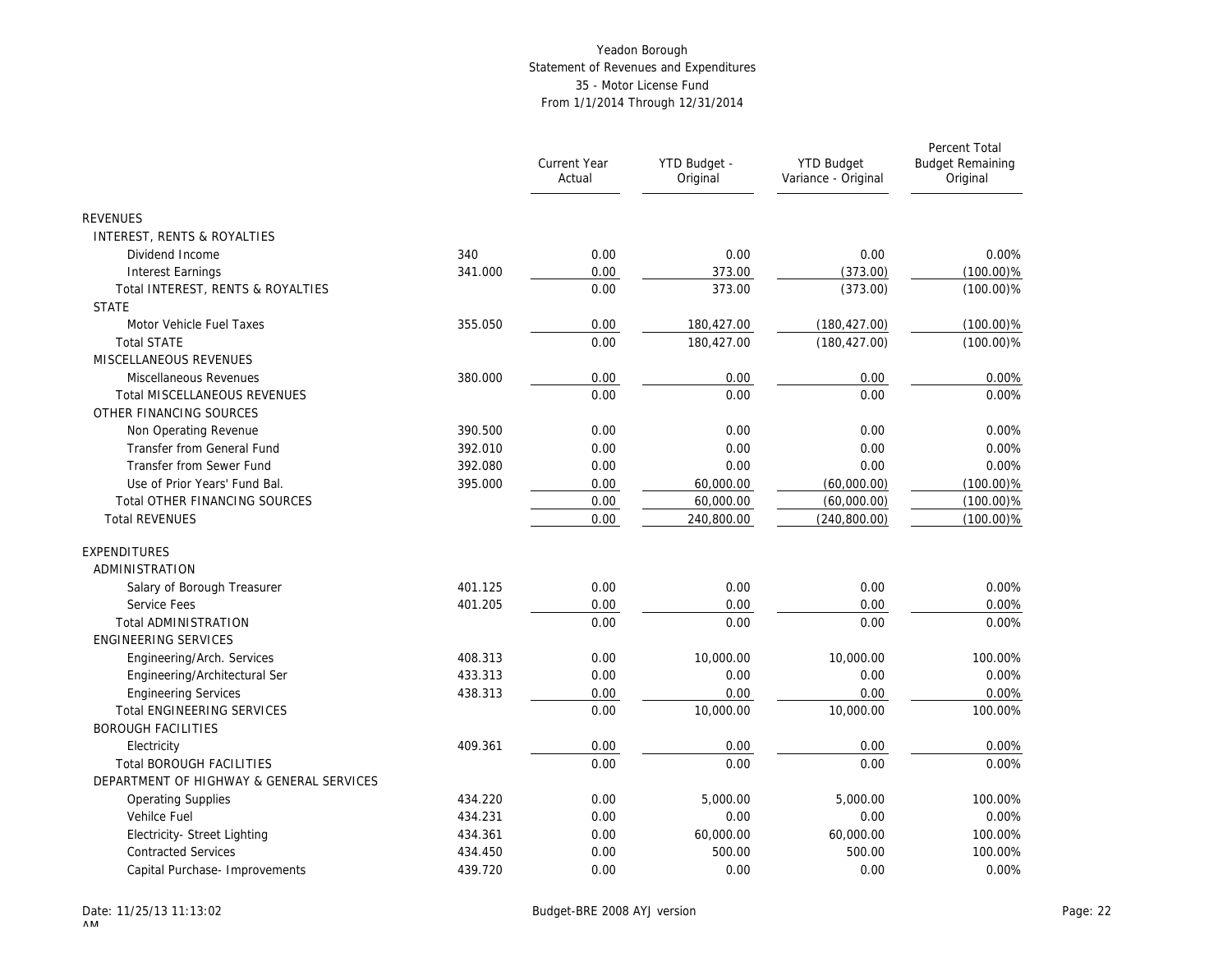# Yeadon Borough

## Statement of Revenues and Expenditures

### 35 - Motor License Fund

From 1/1/2014 Through 12/31/2014

| | | Current Year Actual | YTD Budget - Original | YTD Budget Variance - Original | Percent Total Budget Remaining Original |
|---|---|---|---|---|---|
| REVENUES | | | | | |
| INTEREST, RENTS & ROYALTIES | | | | | |
| Dividend Income | 340 | 0.00 | 0.00 | 0.00 | 0.00% |
| Interest Earnings | 341.000 | 0.00 | 373.00 | (373.00) | (100.00)% |
| Total INTEREST, RENTS & ROYALTIES | | 0.00 | 373.00 | (373.00) | (100.00)% |
| STATE | | | | | |
| Motor Vehicle Fuel Taxes | 355.050 | 0.00 | 180,427.00 | (180,427.00) | (100.00)% |
| Total STATE | | 0.00 | 180,427.00 | (180,427.00) | (100.00)% |
| MISCELLANEOUS REVENUES | | | | | |
| Miscellaneous Revenues | 380.000 | 0.00 | 0.00 | 0.00 | 0.00% |
| Total MISCELLANEOUS REVENUES | | 0.00 | 0.00 | 0.00 | 0.00% |
| OTHER FINANCING SOURCES | | | | | |
| Non Operating Revenue | 390.500 | 0.00 | 0.00 | 0.00 | 0.00% |
| Transfer from General Fund | 392.010 | 0.00 | 0.00 | 0.00 | 0.00% |
| Transfer from Sewer Fund | 392.080 | 0.00 | 0.00 | 0.00 | 0.00% |
| Use of Prior Years' Fund Bal. | 395.000 | 0.00 | 60,000.00 | (60,000.00) | (100.00)% |
| Total OTHER FINANCING SOURCES | | 0.00 | 60,000.00 | (60,000.00) | (100.00)% |
| Total REVENUES | | 0.00 | 240,800.00 | (240,800.00) | (100.00)% |
| EXPENDITURES | | | | | |
| ADMINISTRATION | | | | | |
| Salary of Borough Treasurer | 401.125 | 0.00 | 0.00 | 0.00 | 0.00% |
| Service Fees | 401.205 | 0.00 | 0.00 | 0.00 | 0.00% |
| Total ADMINISTRATION | | 0.00 | 0.00 | 0.00 | 0.00% |
| ENGINEERING SERVICES | | | | | |
| Engineering/Arch. Services | 408.313 | 0.00 | 10,000.00 | 10,000.00 | 100.00% |
| Engineering/Architectural Ser | 433.313 | 0.00 | 0.00 | 0.00 | 0.00% |
| Engineering Services | 438.313 | 0.00 | 0.00 | 0.00 | 0.00% |
| Total ENGINEERING SERVICES | | 0.00 | 10,000.00 | 10,000.00 | 100.00% |
| BOROUGH FACILITIES | | | | | |
| Electricity | 409.361 | 0.00 | 0.00 | 0.00 | 0.00% |
| Total BOROUGH FACILITIES | | 0.00 | 0.00 | 0.00 | 0.00% |
| DEPARTMENT OF HIGHWAY & GENERAL SERVICES | | | | | |
| Operating Supplies | 434.220 | 0.00 | 5,000.00 | 5,000.00 | 100.00% |
| Vehilce Fuel | 434.231 | 0.00 | 0.00 | 0.00 | 0.00% |
| Electricity- Street Lighting | 434.361 | 0.00 | 60,000.00 | 60,000.00 | 100.00% |
| Contracted Services | 434.450 | 0.00 | 500.00 | 500.00 | 100.00% |
| Capital Purchase- Improvements | 439.720 | 0.00 | 0.00 | 0.00 | 0.00% |

Date: 11/25/13 11:13:02 AM

Budget-BRE 2008 AYJ version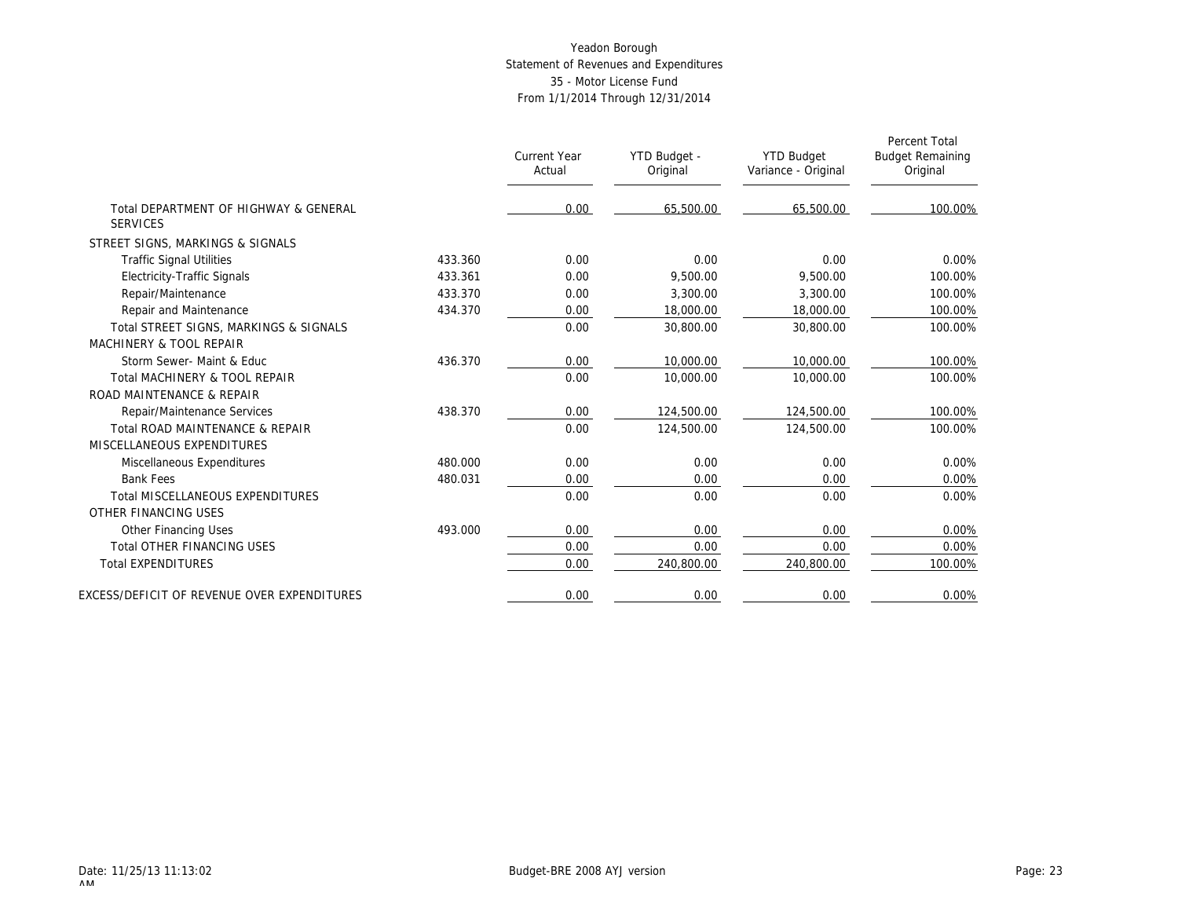Yeadon Borough
Statement of Revenues and Expenditures
35 - Motor License Fund
From 1/1/2014 Through 12/31/2014

| | | Current Year Actual | YTD Budget - Original | YTD Budget Variance - Original | Percent Total Budget Remaining Original |
|---|---|---|---|---|---|
| Total DEPARTMENT OF HIGHWAY & GENERAL SERVICES | | 0.00 | 65,500.00 | 65,500.00 | 100.00% |
| STREET SIGNS, MARKINGS & SIGNALS | | | | | |
| Traffic Signal Utilities | 433.360 | 0.00 | 0.00 | 0.00 | 0.00% |
| Electricity-Traffic Signals | 433.361 | 0.00 | 9,500.00 | 9,500.00 | 100.00% |
| Repair/Maintenance | 433.370 | 0.00 | 3,300.00 | 3,300.00 | 100.00% |
| Repair and Maintenance | 434.370 | 0.00 | 18,000.00 | 18,000.00 | 100.00% |
| Total STREET SIGNS, MARKINGS & SIGNALS | | 0.00 | 30,800.00 | 30,800.00 | 100.00% |
| MACHINERY & TOOL REPAIR | | | | | |
| Storm Sewer- Maint & Educ | 436.370 | 0.00 | 10,000.00 | 10,000.00 | 100.00% |
| Total MACHINERY & TOOL REPAIR | | 0.00 | 10,000.00 | 10,000.00 | 100.00% |
| ROAD MAINTENANCE & REPAIR | | | | | |
| Repair/Maintenance Services | 438.370 | 0.00 | 124,500.00 | 124,500.00 | 100.00% |
| Total ROAD MAINTENANCE & REPAIR | | 0.00 | 124,500.00 | 124,500.00 | 100.00% |
| MISCELLANEOUS EXPENDITURES | | | | | |
| Miscellaneous Expenditures | 480.000 | 0.00 | 0.00 | 0.00 | 0.00% |
| Bank Fees | 480.031 | 0.00 | 0.00 | 0.00 | 0.00% |
| Total MISCELLANEOUS EXPENDITURES | | 0.00 | 0.00 | 0.00 | 0.00% |
| OTHER FINANCING USES | | | | | |
| Other Financing Uses | 493.000 | 0.00 | 0.00 | 0.00 | 0.00% |
| Total OTHER FINANCING USES | | 0.00 | 0.00 | 0.00 | 0.00% |
| Total EXPENDITURES | | 0.00 | 240,800.00 | 240,800.00 | 100.00% |
| EXCESS/DEFICIT OF REVENUE OVER EXPENDITURES | | 0.00 | 0.00 | 0.00 | 0.00% |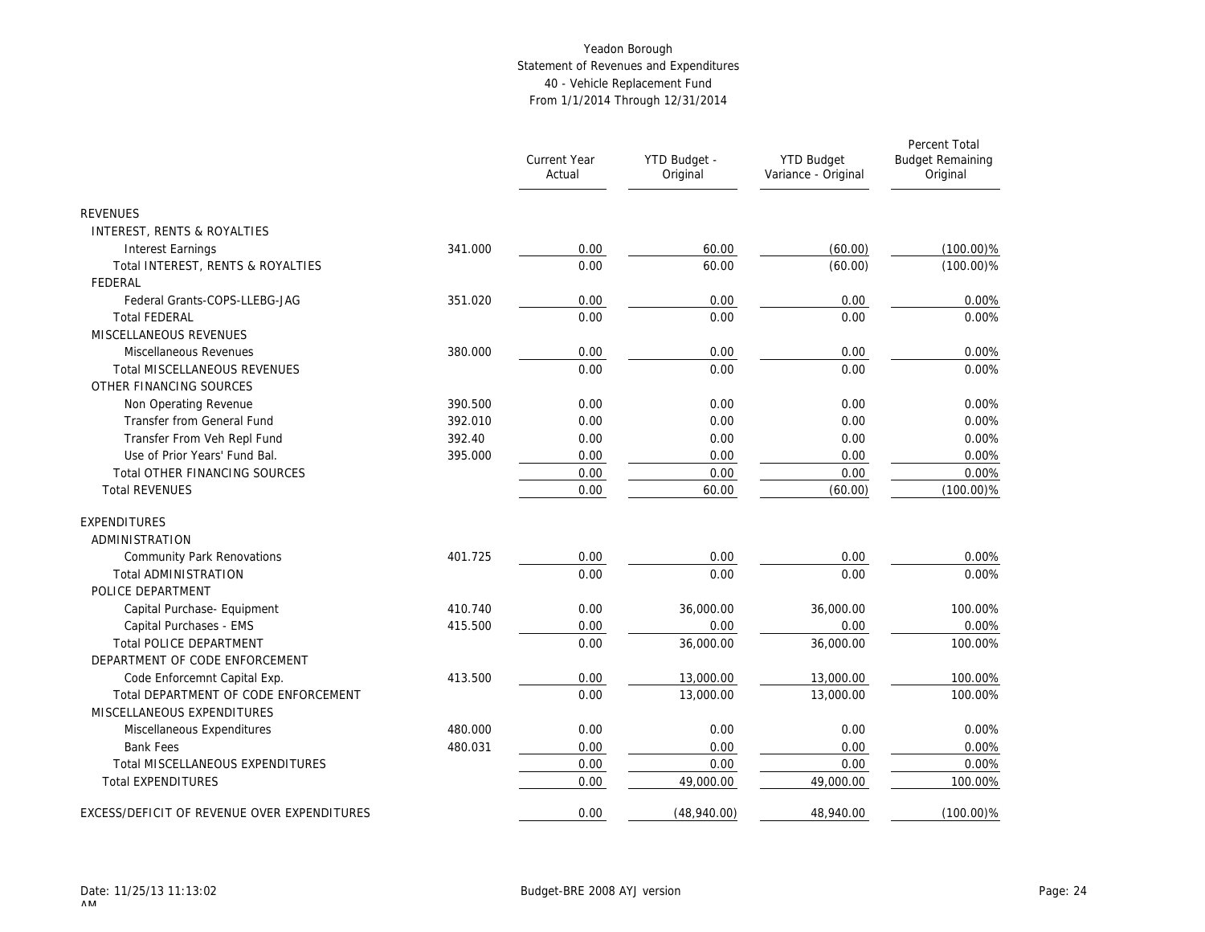Yeadon Borough
Statement of Revenues and Expenditures
40 - Vehicle Replacement Fund
From 1/1/2014 Through 12/31/2014

| | | Current Year Actual | YTD Budget - Original | YTD Budget Variance - Original | Percent Total Budget Remaining Original |
|---|---|---|---|---|---|
| REVENUES | | | | | |
| INTEREST, RENTS & ROYALTIES | | | | | |
| Interest Earnings | 341.000 | 0.00 | 60.00 | (60.00) | (100.00)% |
| Total INTEREST, RENTS & ROYALTIES | | 0.00 | 60.00 | (60.00) | (100.00)% |
| FEDERAL | | | | | |
| Federal Grants-COPS-LLEBG-JAG | 351.020 | 0.00 | 0.00 | 0.00 | 0.00% |
| Total FEDERAL | | 0.00 | 0.00 | 0.00 | 0.00% |
| MISCELLANEOUS REVENUES | | | | | |
| Miscellaneous Revenues | 380.000 | 0.00 | 0.00 | 0.00 | 0.00% |
| Total MISCELLANEOUS REVENUES | | 0.00 | 0.00 | 0.00 | 0.00% |
| OTHER FINANCING SOURCES | | | | | |
| Non Operating Revenue | 390.500 | 0.00 | 0.00 | 0.00 | 0.00% |
| Transfer from General Fund | 392.010 | 0.00 | 0.00 | 0.00 | 0.00% |
| Transfer From Veh Repl Fund | 392.40 | 0.00 | 0.00 | 0.00 | 0.00% |
| Use of Prior Years' Fund Bal. | 395.000 | 0.00 | 0.00 | 0.00 | 0.00% |
| Total OTHER FINANCING SOURCES | | 0.00 | 0.00 | 0.00 | 0.00% |
| Total REVENUES | | 0.00 | 60.00 | (60.00) | (100.00)% |
| EXPENDITURES | | | | | |
| ADMINISTRATION | | | | | |
| Community Park Renovations | 401.725 | 0.00 | 0.00 | 0.00 | 0.00% |
| Total ADMINISTRATION | | 0.00 | 0.00 | 0.00 | 0.00% |
| POLICE DEPARTMENT | | | | | |
| Capital Purchase- Equipment | 410.740 | 0.00 | 36,000.00 | 36,000.00 | 100.00% |
| Capital Purchases - EMS | 415.500 | 0.00 | 0.00 | 0.00 | 0.00% |
| Total POLICE DEPARTMENT | | 0.00 | 36,000.00 | 36,000.00 | 100.00% |
| DEPARTMENT OF CODE ENFORCEMENT | | | | | |
| Code Enforcemnt Capital Exp. | 413.500 | 0.00 | 13,000.00 | 13,000.00 | 100.00% |
| Total DEPARTMENT OF CODE ENFORCEMENT | | 0.00 | 13,000.00 | 13,000.00 | 100.00% |
| MISCELLANEOUS EXPENDITURES | | | | | |
| Miscellaneous Expenditures | 480.000 | 0.00 | 0.00 | 0.00 | 0.00% |
| Bank Fees | 480.031 | 0.00 | 0.00 | 0.00 | 0.00% |
| Total MISCELLANEOUS EXPENDITURES | | 0.00 | 0.00 | 0.00 | 0.00% |
| Total EXPENDITURES | | 0.00 | 49,000.00 | 49,000.00 | 100.00% |
| EXCESS/DEFICIT OF REVENUE OVER EXPENDITURES | | 0.00 | (48,940.00) | 48,940.00 | (100.00)% |

Date: 11/25/13 11:13:02 AM

Budget-BRE 2008 AYJ version